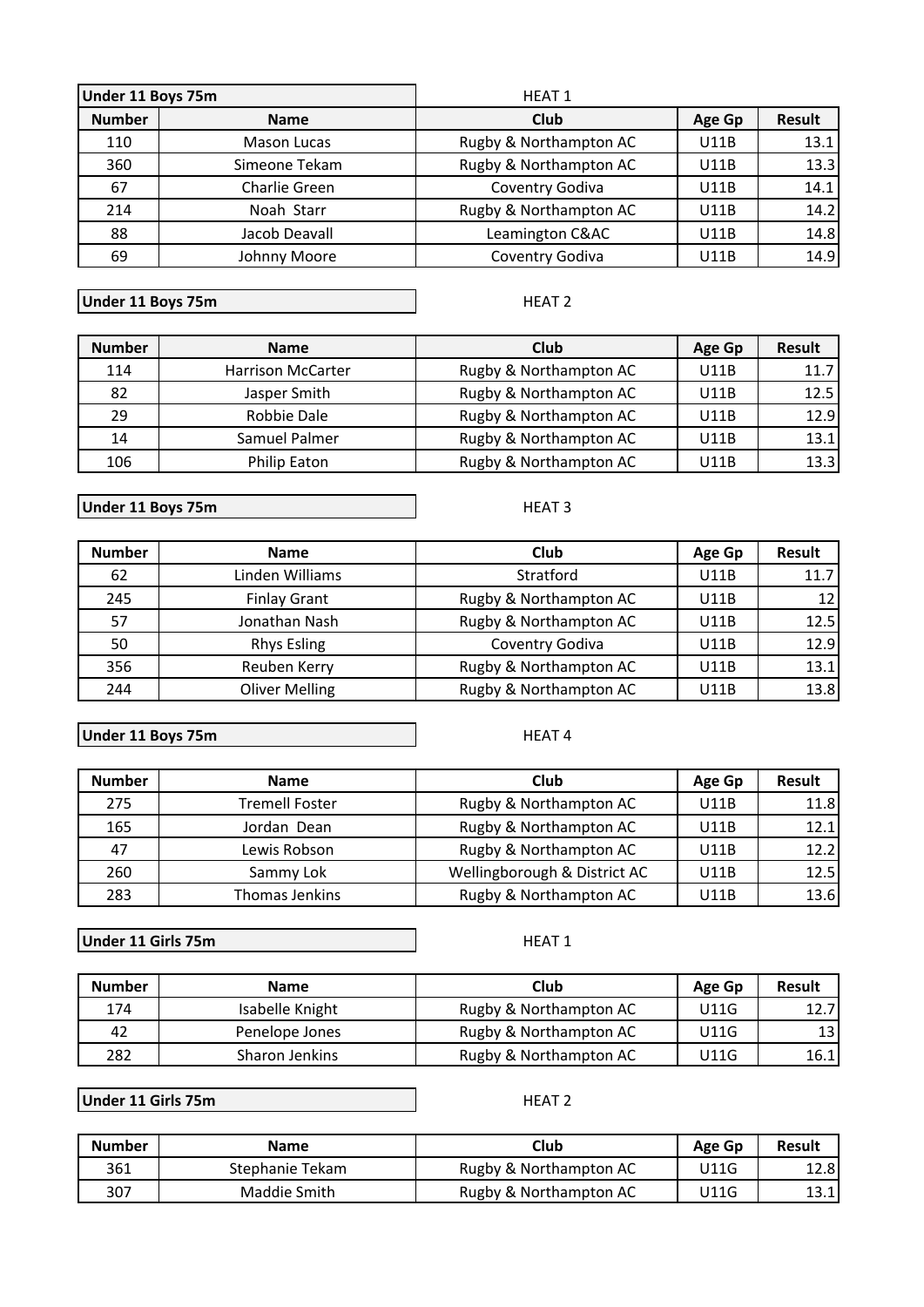## Under 11 Boys 75m

HEAT 1

| Number | Name | Club | Age Gp | Result |
|---|---|---|---|---|
| 110 | Mason Lucas | Rugby & Northampton AC | U11B | 13.1 |
| 360 | Simeone Tekam | Rugby & Northampton AC | U11B | 13.3 |
| 67 | Charlie Green | Coventry Godiva | U11B | 14.1 |
| 214 | Noah Starr | Rugby & Northampton AC | U11B | 14.2 |
| 88 | Jacob Deavall | Leamington C&AC | U11B | 14.8 |
| 69 | Johnny Moore | Coventry Godiva | U11B | 14.9 |

## Under 11 Boys 75m

HEAT 2

| Number | Name | Club | Age Gp | Result |
|---|---|---|---|---|
| 114 | Harrison McCarter | Rugby & Northampton AC | U11B | 11.7 |
| 82 | Jasper Smith | Rugby & Northampton AC | U11B | 12.5 |
| 29 | Robbie Dale | Rugby & Northampton AC | U11B | 12.9 |
| 14 | Samuel Palmer | Rugby & Northampton AC | U11B | 13.1 |
| 106 | Philip Eaton | Rugby & Northampton AC | U11B | 13.3 |

## Under 11 Boys 75m

HEAT 3

| Number | Name | Club | Age Gp | Result |
|---|---|---|---|---|
| 62 | Linden Williams | Stratford | U11B | 11.7 |
| 245 | Finlay Grant | Rugby & Northampton AC | U11B | 12 |
| 57 | Jonathan Nash | Rugby & Northampton AC | U11B | 12.5 |
| 50 | Rhys Esling | Coventry Godiva | U11B | 12.9 |
| 356 | Reuben Kerry | Rugby & Northampton AC | U11B | 13.1 |
| 244 | Oliver Melling | Rugby & Northampton AC | U11B | 13.8 |

## Under 11 Boys 75m

HEAT 4

| Number | Name | Club | Age Gp | Result |
|---|---|---|---|---|
| 275 | Tremell Foster | Rugby & Northampton AC | U11B | 11.8 |
| 165 | Jordan Dean | Rugby & Northampton AC | U11B | 12.1 |
| 47 | Lewis Robson | Rugby & Northampton AC | U11B | 12.2 |
| 260 | Sammy Lok | Wellingborough & District AC | U11B | 12.5 |
| 283 | Thomas Jenkins | Rugby & Northampton AC | U11B | 13.6 |

## Under 11 Girls 75m

HEAT 1

| Number | Name | Club | Age Gp | Result |
|---|---|---|---|---|
| 174 | Isabelle Knight | Rugby & Northampton AC | U11G | 12.7 |
| 42 | Penelope Jones | Rugby & Northampton AC | U11G | 13 |
| 282 | Sharon Jenkins | Rugby & Northampton AC | U11G | 16.1 |

## Under 11 Girls 75m

HEAT 2

| Number | Name | Club | Age Gp | Result |
|---|---|---|---|---|
| 361 | Stephanie Tekam | Rugby & Northampton AC | U11G | 12.8 |
| 307 | Maddie Smith | Rugby & Northampton AC | U11G | 13.1 |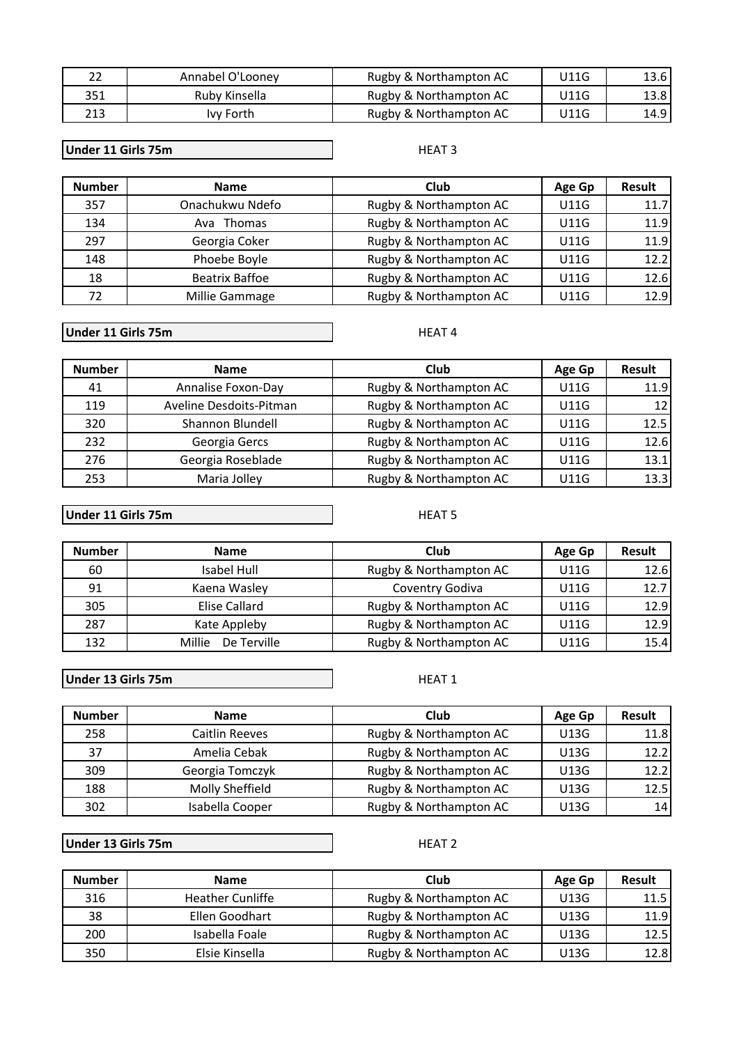| Number | Name | Club | Age Gp | Result |
| --- | --- | --- | --- | --- |
| 22 | Annabel O'Looney | Rugby & Northampton AC | U11G | 13.6 |
| 351 | Ruby Kinsella | Rugby & Northampton AC | U11G | 13.8 |
| 213 | Ivy Forth | Rugby & Northampton AC | U11G | 14.9 |

**Under 11 Girls 75m** HEAT 3

| Number | Name | Club | Age Gp | Result |
| --- | --- | --- | --- | --- |
| 357 | Onachukwu Ndefo | Rugby & Northampton AC | U11G | 11.7 |
| 134 | Ava Thomas | Rugby & Northampton AC | U11G | 11.9 |
| 297 | Georgia Coker | Rugby & Northampton AC | U11G | 11.9 |
| 148 | Phoebe Boyle | Rugby & Northampton AC | U11G | 12.2 |
| 18 | Beatrix Baffoe | Rugby & Northampton AC | U11G | 12.6 |
| 72 | Millie Gammage | Rugby & Northampton AC | U11G | 12.9 |

**Under 11 Girls 75m** HEAT 4

| Number | Name | Club | Age Gp | Result |
| --- | --- | --- | --- | --- |
| 41 | Annalise Foxon-Day | Rugby & Northampton AC | U11G | 11.9 |
| 119 | Aveline Desdoits-Pitman | Rugby & Northampton AC | U11G | 12 |
| 320 | Shannon Blundell | Rugby & Northampton AC | U11G | 12.5 |
| 232 | Georgia Gercs | Rugby & Northampton AC | U11G | 12.6 |
| 276 | Georgia Roseblade | Rugby & Northampton AC | U11G | 13.1 |
| 253 | Maria Jolley | Rugby & Northampton AC | U11G | 13.3 |

**Under 11 Girls 75m** HEAT 5

| Number | Name | Club | Age Gp | Result |
| --- | --- | --- | --- | --- |
| 60 | Isabel Hull | Rugby & Northampton AC | U11G | 12.6 |
| 91 | Kaena Wasley | Coventry Godiva | U11G | 12.7 |
| 305 | Elise Callard | Rugby & Northampton AC | U11G | 12.9 |
| 287 | Kate Appleby | Rugby & Northampton AC | U11G | 12.9 |
| 132 | Millie De Terville | Rugby & Northampton AC | U11G | 15.4 |

**Under 13 Girls 75m** HEAT 1

| Number | Name | Club | Age Gp | Result |
| --- | --- | --- | --- | --- |
| 258 | Caitlin Reeves | Rugby & Northampton AC | U13G | 11.8 |
| 37 | Amelia Cebak | Rugby & Northampton AC | U13G | 12.2 |
| 309 | Georgia Tomczyk | Rugby & Northampton AC | U13G | 12.2 |
| 188 | Molly Sheffield | Rugby & Northampton AC | U13G | 12.5 |
| 302 | Isabella Cooper | Rugby & Northampton AC | U13G | 14 |

**Under 13 Girls 75m** HEAT 2

| Number | Name | Club | Age Gp | Result |
| --- | --- | --- | --- | --- |
| 316 | Heather Cunliffe | Rugby & Northampton AC | U13G | 11.5 |
| 38 | Ellen Goodhart | Rugby & Northampton AC | U13G | 11.9 |
| 200 | Isabella Foale | Rugby & Northampton AC | U13G | 12.5 |
| 350 | Elsie Kinsella | Rugby & Northampton AC | U13G | 12.8 |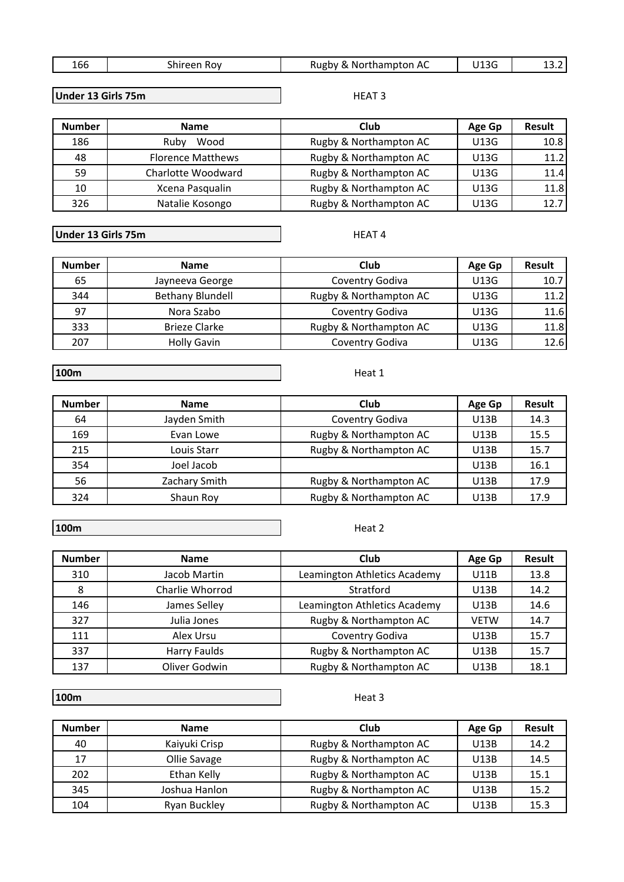| 166 | Shireen Roy | Rugby & Northampton AC | U13G | 13.2 |
|---|---|---|---|---|

**Under 13 Girls 75m** HEAT 3

| Number | Name | Club | Age Gp | Result |
|---|---|---|---|---|
| 186 | Ruby Wood | Rugby & Northampton AC | U13G | 10.8 |
| 48 | Florence Matthews | Rugby & Northampton AC | U13G | 11.2 |
| 59 | Charlotte Woodward | Rugby & Northampton AC | U13G | 11.4 |
| 10 | Xcena Pasqualin | Rugby & Northampton AC | U13G | 11.8 |
| 326 | Natalie Kosongo | Rugby & Northampton AC | U13G | 12.7 |

**Under 13 Girls 75m** HEAT 4

| Number | Name | Club | Age Gp | Result |
|---|---|---|---|---|
| 65 | Jayneeva George | Coventry Godiva | U13G | 10.7 |
| 344 | Bethany Blundell | Rugby & Northampton AC | U13G | 11.2 |
| 97 | Nora Szabo | Coventry Godiva | U13G | 11.6 |
| 333 | Brieze Clarke | Rugby & Northampton AC | U13G | 11.8 |
| 207 | Holly Gavin | Coventry Godiva | U13G | 12.6 |

**100m** Heat 1

| Number | Name | Club | Age Gp | Result |
|---|---|---|---|---|
| 64 | Jayden Smith | Coventry Godiva | U13B | 14.3 |
| 169 | Evan Lowe | Rugby & Northampton AC | U13B | 15.5 |
| 215 | Louis Starr | Rugby & Northampton AC | U13B | 15.7 |
| 354 | Joel Jacob | | U13B | 16.1 |
| 56 | Zachary Smith | Rugby & Northampton AC | U13B | 17.9 |
| 324 | Shaun Roy | Rugby & Northampton AC | U13B | 17.9 |

**100m** Heat 2

| Number | Name | Club | Age Gp | Result |
|---|---|---|---|---|
| 310 | Jacob Martin | Leamington Athletics Academy | U11B | 13.8 |
| 8 | Charlie Whorrod | Stratford | U13B | 14.2 |
| 146 | James Selley | Leamington Athletics Academy | U13B | 14.6 |
| 327 | Julia Jones | Rugby & Northampton AC | VETW | 14.7 |
| 111 | Alex Ursu | Coventry Godiva | U13B | 15.7 |
| 337 | Harry Faulds | Rugby & Northampton AC | U13B | 15.7 |
| 137 | Oliver Godwin | Rugby & Northampton AC | U13B | 18.1 |

**100m** Heat 3

| Number | Name | Club | Age Gp | Result |
|---|---|---|---|---|
| 40 | Kaiyuki Crisp | Rugby & Northampton AC | U13B | 14.2 |
| 17 | Ollie Savage | Rugby & Northampton AC | U13B | 14.5 |
| 202 | Ethan Kelly | Rugby & Northampton AC | U13B | 15.1 |
| 345 | Joshua Hanlon | Rugby & Northampton AC | U13B | 15.2 |
| 104 | Ryan Buckley | Rugby & Northampton AC | U13B | 15.3 |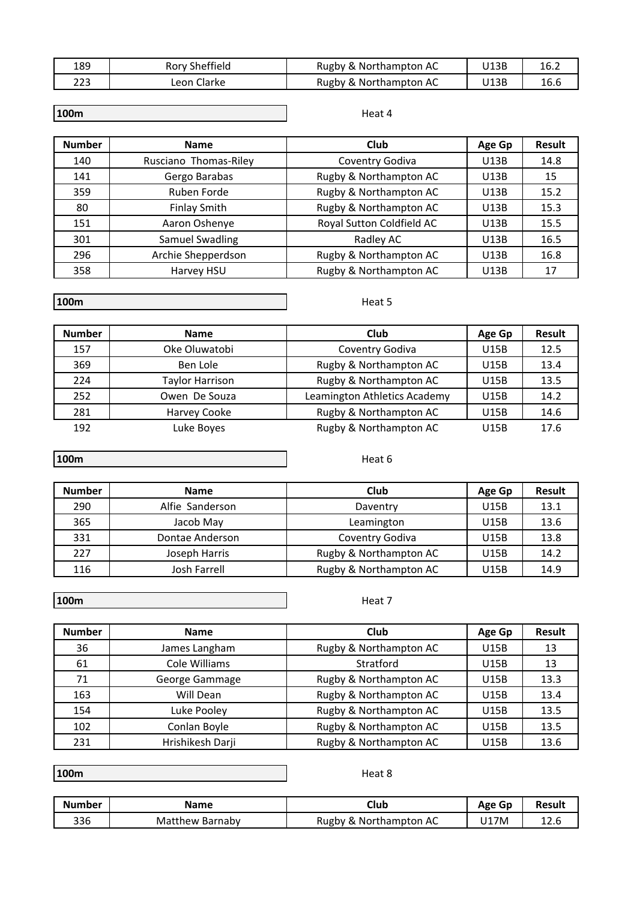| Number | Name | Club | Age Gp | Result |
|---|---|---|---|---|
| 189 | Rory Sheffield | Rugby & Northampton AC | U13B | 16.2 |
| 223 | Leon Clarke | Rugby & Northampton AC | U13B | 16.6 |

**100m** Heat 4

| Number | Name | Club | Age Gp | Result |
|---|---|---|---|---|
| 140 | Rusciano  Thomas-Riley | Coventry Godiva | U13B | 14.8 |
| 141 | Gergo Barabas | Rugby & Northampton AC | U13B | 15 |
| 359 | Ruben Forde | Rugby & Northampton AC | U13B | 15.2 |
| 80 | Finlay Smith | Rugby & Northampton AC | U13B | 15.3 |
| 151 | Aaron Oshenye | Royal Sutton Coldfield AC | U13B | 15.5 |
| 301 | Samuel Swadling | Radley AC | U13B | 16.5 |
| 296 | Archie Shepperdson | Rugby & Northampton AC | U13B | 16.8 |
| 358 | Harvey HSU | Rugby & Northampton AC | U13B | 17 |

**100m** Heat 5

| Number | Name | Club | Age Gp | Result |
|---|---|---|---|---|
| 157 | Oke Oluwatobi | Coventry Godiva | U15B | 12.5 |
| 369 | Ben Lole | Rugby & Northampton AC | U15B | 13.4 |
| 224 | Taylor Harrison | Rugby & Northampton AC | U15B | 13.5 |
| 252 | Owen  De Souza | Leamington Athletics Academy | U15B | 14.2 |
| 281 | Harvey Cooke | Rugby & Northampton AC | U15B | 14.6 |
| 192 | Luke Boyes | Rugby & Northampton AC | U15B | 17.6 |

**100m** Heat 6

| Number | Name | Club | Age Gp | Result |
|---|---|---|---|---|
| 290 | Alfie  Sanderson | Daventry | U15B | 13.1 |
| 365 | Jacob May | Leamington | U15B | 13.6 |
| 331 | Dontae Anderson | Coventry Godiva | U15B | 13.8 |
| 227 | Joseph Harris | Rugby & Northampton AC | U15B | 14.2 |
| 116 | Josh Farrell | Rugby & Northampton AC | U15B | 14.9 |

**100m** Heat 7

| Number | Name | Club | Age Gp | Result |
|---|---|---|---|---|
| 36 | James Langham | Rugby & Northampton AC | U15B | 13 |
| 61 | Cole Williams | Stratford | U15B | 13 |
| 71 | George Gammage | Rugby & Northampton AC | U15B | 13.3 |
| 163 | Will Dean | Rugby & Northampton AC | U15B | 13.4 |
| 154 | Luke Pooley | Rugby & Northampton AC | U15B | 13.5 |
| 102 | Conlan Boyle | Rugby & Northampton AC | U15B | 13.5 |
| 231 | Hrishikesh Darji | Rugby & Northampton AC | U15B | 13.6 |

**100m** Heat 8

| Number | Name | Club | Age Gp | Result |
|---|---|---|---|---|
| 336 | Matthew Barnaby | Rugby & Northampton AC | U17M | 12.6 |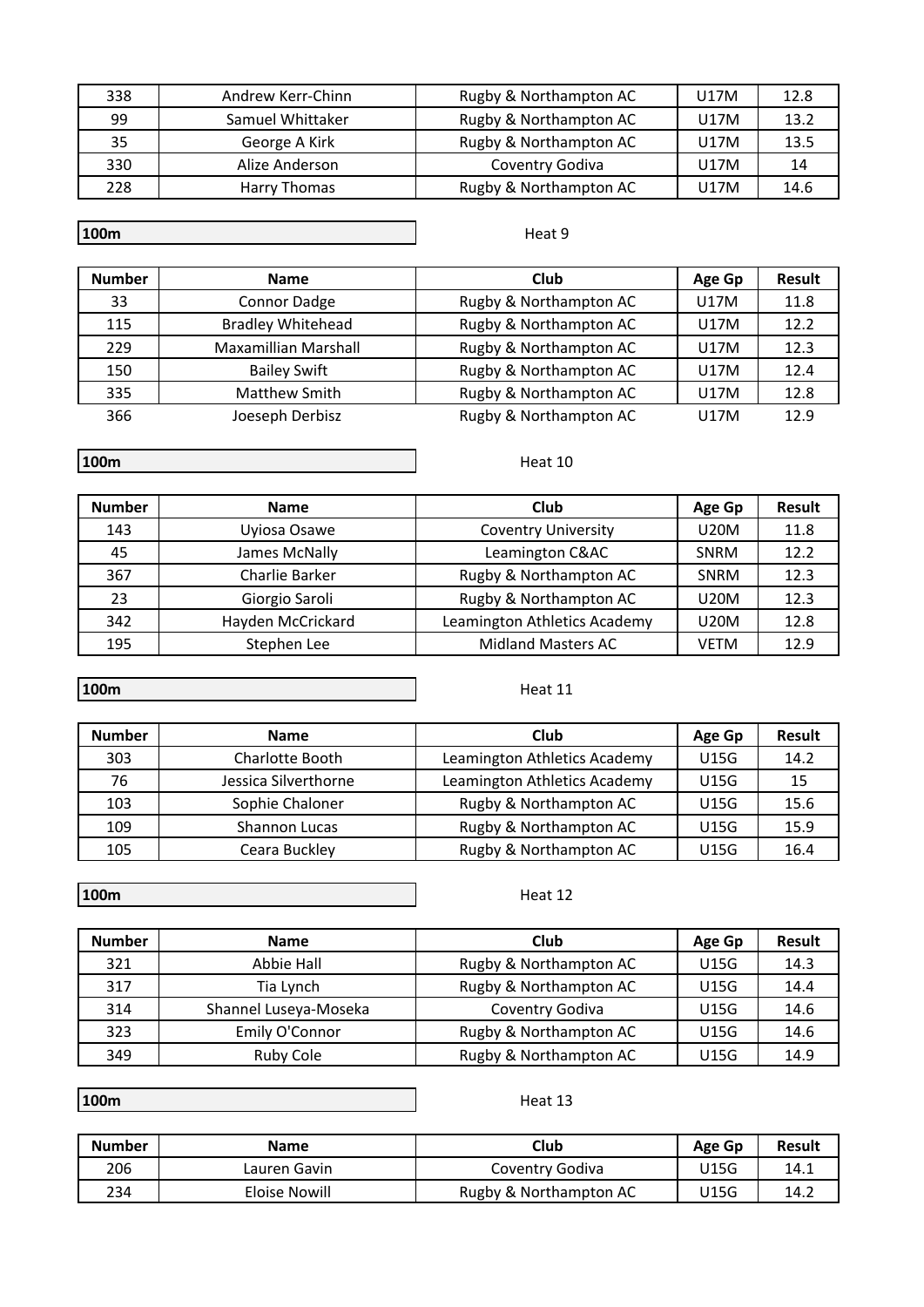| Number | Name | Club | Age Gp | Result |
|---|---|---|---|---|
| 338 | Andrew Kerr-Chinn | Rugby & Northampton AC | U17M | 12.8 |
| 99 | Samuel Whittaker | Rugby & Northampton AC | U17M | 13.2 |
| 35 | George A Kirk | Rugby & Northampton AC | U17M | 13.5 |
| 330 | Alize Anderson | Coventry Godiva | U17M | 14 |
| 228 | Harry Thomas | Rugby & Northampton AC | U17M | 14.6 |

**100m** Heat 9

| Number | Name | Club | Age Gp | Result |
|---|---|---|---|---|
| 33 | Connor Dadge | Rugby & Northampton AC | U17M | 11.8 |
| 115 | Bradley Whitehead | Rugby & Northampton AC | U17M | 12.2 |
| 229 | Maxamillian Marshall | Rugby & Northampton AC | U17M | 12.3 |
| 150 | Bailey Swift | Rugby & Northampton AC | U17M | 12.4 |
| 335 | Matthew Smith | Rugby & Northampton AC | U17M | 12.8 |
| 366 | Joeseph Derbisz | Rugby & Northampton AC | U17M | 12.9 |

**100m** Heat 10

| Number | Name | Club | Age Gp | Result |
|---|---|---|---|---|
| 143 | Uyiosa Osawe | Coventry University | U20M | 11.8 |
| 45 | James McNally | Leamington C&AC | SNRM | 12.2 |
| 367 | Charlie Barker | Rugby & Northampton AC | SNRM | 12.3 |
| 23 | Giorgio Saroli | Rugby & Northampton AC | U20M | 12.3 |
| 342 | Hayden McCrickard | Leamington Athletics Academy | U20M | 12.8 |
| 195 | Stephen Lee | Midland Masters AC | VETM | 12.9 |

**100m** Heat 11

| Number | Name | Club | Age Gp | Result |
|---|---|---|---|---|
| 303 | Charlotte Booth | Leamington Athletics Academy | U15G | 14.2 |
| 76 | Jessica Silverthorne | Leamington Athletics Academy | U15G | 15 |
| 103 | Sophie Chaloner | Rugby & Northampton AC | U15G | 15.6 |
| 109 | Shannon Lucas | Rugby & Northampton AC | U15G | 15.9 |
| 105 | Ceara Buckley | Rugby & Northampton AC | U15G | 16.4 |

**100m** Heat 12

| Number | Name | Club | Age Gp | Result |
|---|---|---|---|---|
| 321 | Abbie Hall | Rugby & Northampton AC | U15G | 14.3 |
| 317 | Tia Lynch | Rugby & Northampton AC | U15G | 14.4 |
| 314 | Shannel Luseya-Moseka | Coventry Godiva | U15G | 14.6 |
| 323 | Emily O'Connor | Rugby & Northampton AC | U15G | 14.6 |
| 349 | Ruby Cole | Rugby & Northampton AC | U15G | 14.9 |

**100m** Heat 13

| Number | Name | Club | Age Gp | Result |
|---|---|---|---|---|
| 206 | Lauren Gavin | Coventry Godiva | U15G | 14.1 |
| 234 | Eloise Nowill | Rugby & Northampton AC | U15G | 14.2 |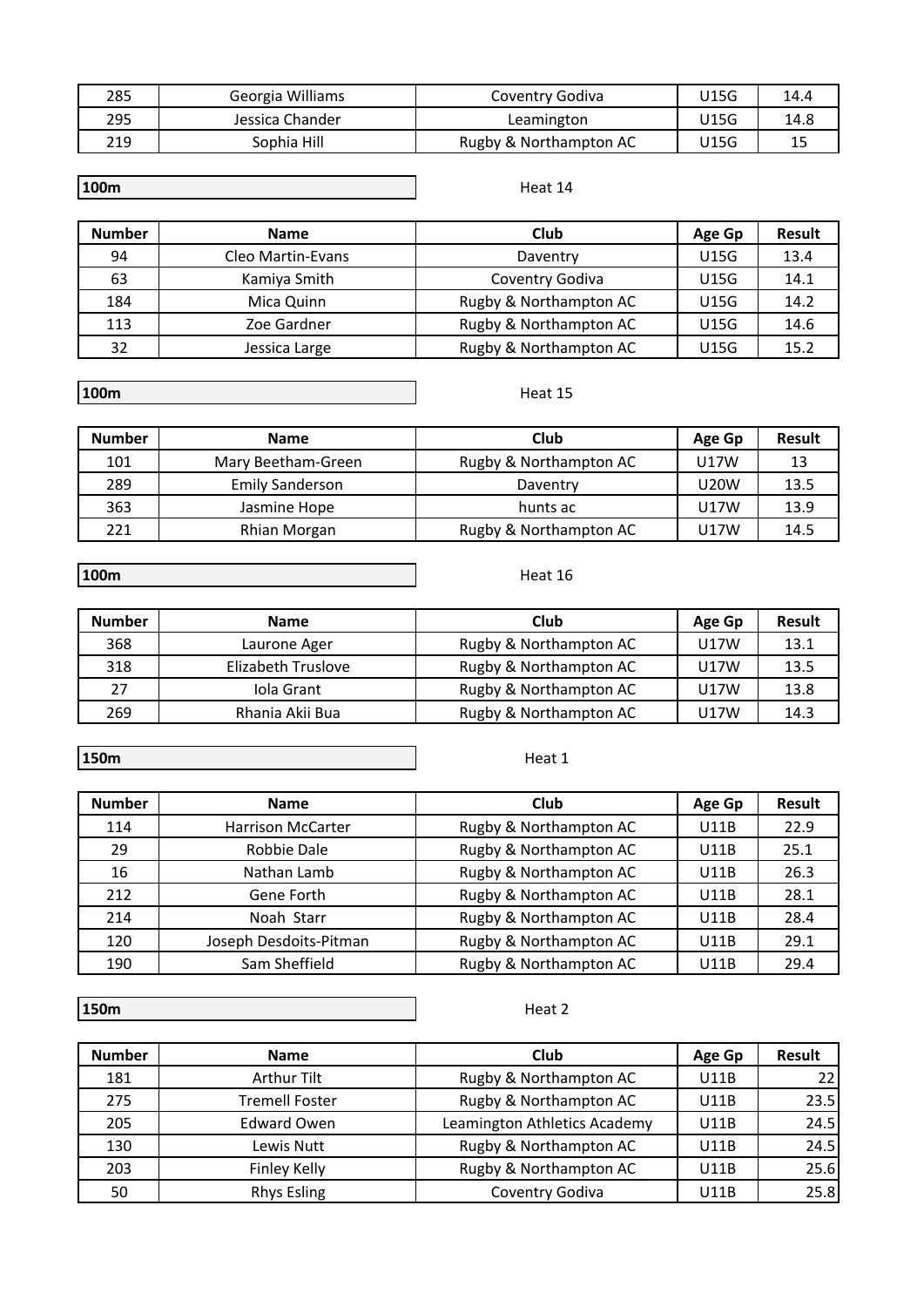| Number | Name | Club | Age Gp | Result |
|---|---|---|---|---|
| 285 | Georgia Williams | Coventry Godiva | U15G | 14.4 |
| 295 | Jessica Chander | Leamington | U15G | 14.8 |
| 219 | Sophia Hill | Rugby & Northampton AC | U15G | 15 |

**100m** Heat 14

| Number | Name | Club | Age Gp | Result |
|---|---|---|---|---|
| 94 | Cleo Martin-Evans | Daventry | U15G | 13.4 |
| 63 | Kamiya Smith | Coventry Godiva | U15G | 14.1 |
| 184 | Mica Quinn | Rugby & Northampton AC | U15G | 14.2 |
| 113 | Zoe Gardner | Rugby & Northampton AC | U15G | 14.6 |
| 32 | Jessica Large | Rugby & Northampton AC | U15G | 15.2 |

**100m** Heat 15

| Number | Name | Club | Age Gp | Result |
|---|---|---|---|---|
| 101 | Mary Beetham-Green | Rugby & Northampton AC | U17W | 13 |
| 289 | Emily Sanderson | Daventry | U20W | 13.5 |
| 363 | Jasmine Hope | hunts ac | U17W | 13.9 |
| 221 | Rhian Morgan | Rugby & Northampton AC | U17W | 14.5 |

**100m** Heat 16

| Number | Name | Club | Age Gp | Result |
|---|---|---|---|---|
| 368 | Laurone Ager | Rugby & Northampton AC | U17W | 13.1 |
| 318 | Elizabeth Truslove | Rugby & Northampton AC | U17W | 13.5 |
| 27 | Iola Grant | Rugby & Northampton AC | U17W | 13.8 |
| 269 | Rhania Akii Bua | Rugby & Northampton AC | U17W | 14.3 |

**150m** Heat 1

| Number | Name | Club | Age Gp | Result |
|---|---|---|---|---|
| 114 | Harrison McCarter | Rugby & Northampton AC | U11B | 22.9 |
| 29 | Robbie Dale | Rugby & Northampton AC | U11B | 25.1 |
| 16 | Nathan Lamb | Rugby & Northampton AC | U11B | 26.3 |
| 212 | Gene Forth | Rugby & Northampton AC | U11B | 28.1 |
| 214 | Noah Starr | Rugby & Northampton AC | U11B | 28.4 |
| 120 | Joseph Desdoits-Pitman | Rugby & Northampton AC | U11B | 29.1 |
| 190 | Sam Sheffield | Rugby & Northampton AC | U11B | 29.4 |

**150m** Heat 2

| Number | Name | Club | Age Gp | Result |
|---|---|---|---|---|
| 181 | Arthur Tilt | Rugby & Northampton AC | U11B | 22 |
| 275 | Tremell Foster | Rugby & Northampton AC | U11B | 23.5 |
| 205 | Edward Owen | Leamington Athletics Academy | U11B | 24.5 |
| 130 | Lewis Nutt | Rugby & Northampton AC | U11B | 24.5 |
| 203 | Finley Kelly | Rugby & Northampton AC | U11B | 25.6 |
| 50 | Rhys Esling | Coventry Godiva | U11B | 25.8 |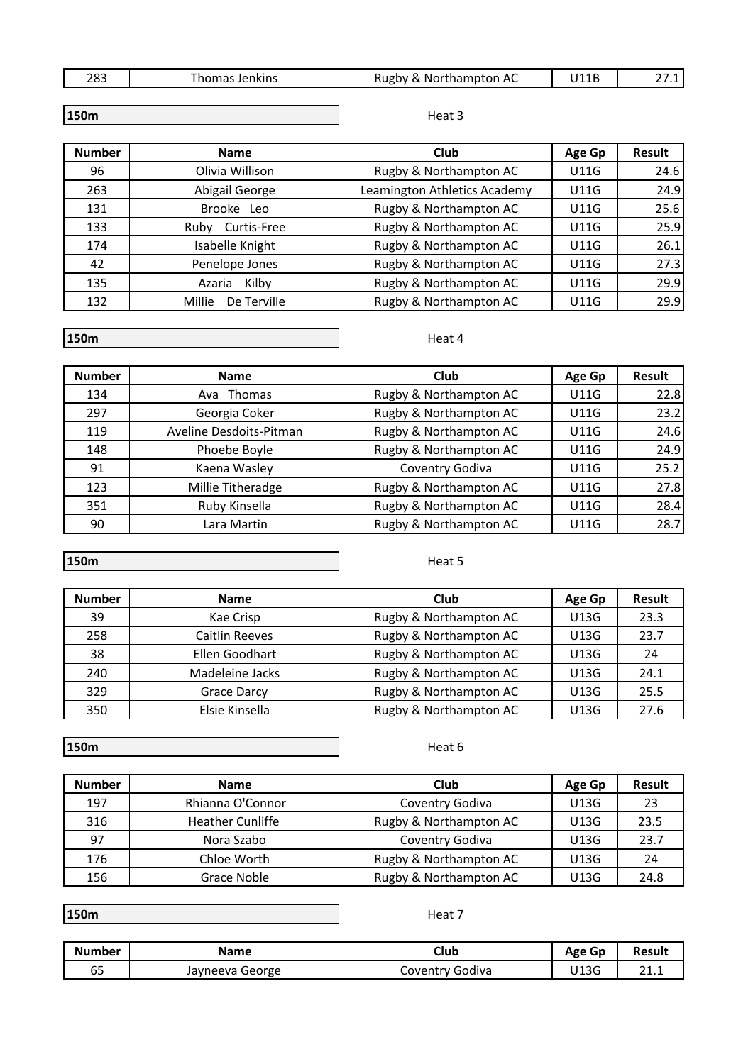| 283 | Thomas Jenkins | Rugby & Northampton AC | U11B | 27.1 |
|---|---|---|---|---|

**150m** Heat 3

| Number | Name | Club | Age Gp | Result |
|---|---|---|---|---|
| 96 | Olivia Willison | Rugby & Northampton AC | U11G | 24.6 |
| 263 | Abigail George | Leamington Athletics Academy | U11G | 24.9 |
| 131 | Brooke Leo | Rugby & Northampton AC | U11G | 25.6 |
| 133 | Ruby Curtis-Free | Rugby & Northampton AC | U11G | 25.9 |
| 174 | Isabelle Knight | Rugby & Northampton AC | U11G | 26.1 |
| 42 | Penelope Jones | Rugby & Northampton AC | U11G | 27.3 |
| 135 | Azaria Kilby | Rugby & Northampton AC | U11G | 29.9 |
| 132 | Millie De Terville | Rugby & Northampton AC | U11G | 29.9 |

**150m** Heat 4

| Number | Name | Club | Age Gp | Result |
|---|---|---|---|---|
| 134 | Ava Thomas | Rugby & Northampton AC | U11G | 22.8 |
| 297 | Georgia Coker | Rugby & Northampton AC | U11G | 23.2 |
| 119 | Aveline Desdoits-Pitman | Rugby & Northampton AC | U11G | 24.6 |
| 148 | Phoebe Boyle | Rugby & Northampton AC | U11G | 24.9 |
| 91 | Kaena Wasley | Coventry Godiva | U11G | 25.2 |
| 123 | Millie Titheradge | Rugby & Northampton AC | U11G | 27.8 |
| 351 | Ruby Kinsella | Rugby & Northampton AC | U11G | 28.4 |
| 90 | Lara Martin | Rugby & Northampton AC | U11G | 28.7 |

**150m** Heat 5

| Number | Name | Club | Age Gp | Result |
|---|---|---|---|---|
| 39 | Kae Crisp | Rugby & Northampton AC | U13G | 23.3 |
| 258 | Caitlin Reeves | Rugby & Northampton AC | U13G | 23.7 |
| 38 | Ellen Goodhart | Rugby & Northampton AC | U13G | 24 |
| 240 | Madeleine Jacks | Rugby & Northampton AC | U13G | 24.1 |
| 329 | Grace Darcy | Rugby & Northampton AC | U13G | 25.5 |
| 350 | Elsie Kinsella | Rugby & Northampton AC | U13G | 27.6 |

**150m** Heat 6

| Number | Name | Club | Age Gp | Result |
|---|---|---|---|---|
| 197 | Rhianna O'Connor | Coventry Godiva | U13G | 23 |
| 316 | Heather Cunliffe | Rugby & Northampton AC | U13G | 23.5 |
| 97 | Nora Szabo | Coventry Godiva | U13G | 23.7 |
| 176 | Chloe Worth | Rugby & Northampton AC | U13G | 24 |
| 156 | Grace Noble | Rugby & Northampton AC | U13G | 24.8 |

**150m** Heat 7

| Number | Name | Club | Age Gp | Result |
|---|---|---|---|---|
| 65 | Jayneeva George | Coventry Godiva | U13G | 21.1 |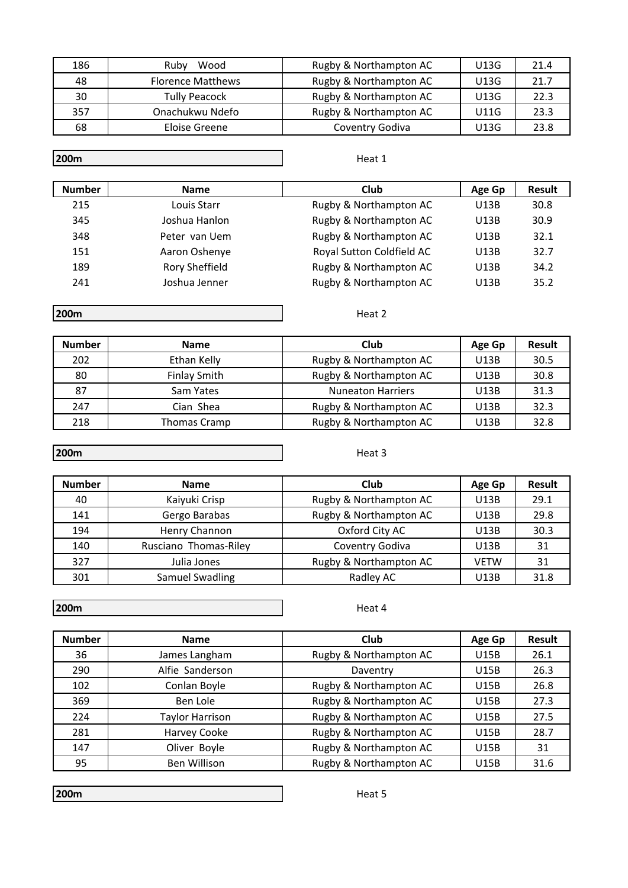| | | | | |
|---|---|---|---|---|
| 186 | Ruby Wood | Rugby & Northampton AC | U13G | 21.4 |
| 48 | Florence Matthews | Rugby & Northampton AC | U13G | 21.7 |
| 30 | Tully Peacock | Rugby & Northampton AC | U13G | 22.3 |
| 357 | Onachukwu Ndefo | Rugby & Northampton AC | U11G | 23.3 |
| 68 | Eloise Greene | Coventry Godiva | U13G | 23.8 |

**200m** Heat 1

| Number | Name | Club | Age Gp | Result |
|---|---|---|---|---|
| 215 | Louis Starr | Rugby & Northampton AC | U13B | 30.8 |
| 345 | Joshua Hanlon | Rugby & Northampton AC | U13B | 30.9 |
| 348 | Peter van Uem | Rugby & Northampton AC | U13B | 32.1 |
| 151 | Aaron Oshenye | Royal Sutton Coldfield AC | U13B | 32.7 |
| 189 | Rory Sheffield | Rugby & Northampton AC | U13B | 34.2 |
| 241 | Joshua Jenner | Rugby & Northampton AC | U13B | 35.2 |

**200m** Heat 2

| Number | Name | Club | Age Gp | Result |
|---|---|---|---|---|
| 202 | Ethan Kelly | Rugby & Northampton AC | U13B | 30.5 |
| 80 | Finlay Smith | Rugby & Northampton AC | U13B | 30.8 |
| 87 | Sam Yates | Nuneaton Harriers | U13B | 31.3 |
| 247 | Cian Shea | Rugby & Northampton AC | U13B | 32.3 |
| 218 | Thomas Cramp | Rugby & Northampton AC | U13B | 32.8 |

**200m** Heat 3

| Number | Name | Club | Age Gp | Result |
|---|---|---|---|---|
| 40 | Kaiyuki Crisp | Rugby & Northampton AC | U13B | 29.1 |
| 141 | Gergo Barabas | Rugby & Northampton AC | U13B | 29.8 |
| 194 | Henry Channon | Oxford City AC | U13B | 30.3 |
| 140 | Rusciano Thomas-Riley | Coventry Godiva | U13B | 31 |
| 327 | Julia Jones | Rugby & Northampton AC | VETW | 31 |
| 301 | Samuel Swadling | Radley AC | U13B | 31.8 |

**200m** Heat 4

| Number | Name | Club | Age Gp | Result |
|---|---|---|---|---|
| 36 | James Langham | Rugby & Northampton AC | U15B | 26.1 |
| 290 | Alfie Sanderson | Daventry | U15B | 26.3 |
| 102 | Conlan Boyle | Rugby & Northampton AC | U15B | 26.8 |
| 369 | Ben Lole | Rugby & Northampton AC | U15B | 27.3 |
| 224 | Taylor Harrison | Rugby & Northampton AC | U15B | 27.5 |
| 281 | Harvey Cooke | Rugby & Northampton AC | U15B | 28.7 |
| 147 | Oliver Boyle | Rugby & Northampton AC | U15B | 31 |
| 95 | Ben Willison | Rugby & Northampton AC | U15B | 31.6 |

**200m** Heat 5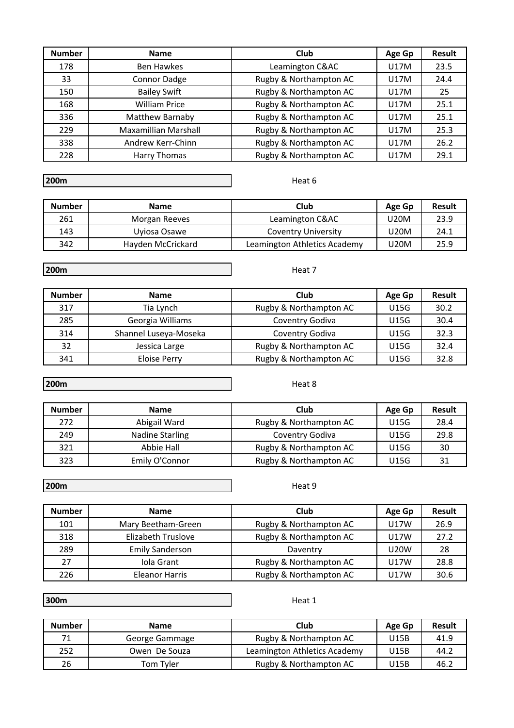| Number | Name | Club | Age Gp | Result |
|---|---|---|---|---|
| 178 | Ben Hawkes | Leamington C&AC | U17M | 23.5 |
| 33 | Connor Dadge | Rugby & Northampton AC | U17M | 24.4 |
| 150 | Bailey Swift | Rugby & Northampton AC | U17M | 25 |
| 168 | William Price | Rugby & Northampton AC | U17M | 25.1 |
| 336 | Matthew Barnaby | Rugby & Northampton AC | U17M | 25.1 |
| 229 | Maxamillian Marshall | Rugby & Northampton AC | U17M | 25.3 |
| 338 | Andrew Kerr-Chinn | Rugby & Northampton AC | U17M | 26.2 |
| 228 | Harry Thomas | Rugby & Northampton AC | U17M | 29.1 |

**200m** Heat 6

| Number | Name | Club | Age Gp | Result |
|---|---|---|---|---|
| 261 | Morgan Reeves | Leamington C&AC | U20M | 23.9 |
| 143 | Uyiosa Osawe | Coventry University | U20M | 24.1 |
| 342 | Hayden McCrickard | Leamington Athletics Academy | U20M | 25.9 |

**200m** Heat 7

| Number | Name | Club | Age Gp | Result |
|---|---|---|---|---|
| 317 | Tia Lynch | Rugby & Northampton AC | U15G | 30.2 |
| 285 | Georgia Williams | Coventry Godiva | U15G | 30.4 |
| 314 | Shannel Luseya-Moseka | Coventry Godiva | U15G | 32.3 |
| 32 | Jessica Large | Rugby & Northampton AC | U15G | 32.4 |
| 341 | Eloise Perry | Rugby & Northampton AC | U15G | 32.8 |

**200m** Heat 8

| Number | Name | Club | Age Gp | Result |
|---|---|---|---|---|
| 272 | Abigail Ward | Rugby & Northampton AC | U15G | 28.4 |
| 249 | Nadine Starling | Coventry Godiva | U15G | 29.8 |
| 321 | Abbie Hall | Rugby & Northampton AC | U15G | 30 |
| 323 | Emily O'Connor | Rugby & Northampton AC | U15G | 31 |

**200m** Heat 9

| Number | Name | Club | Age Gp | Result |
|---|---|---|---|---|
| 101 | Mary Beetham-Green | Rugby & Northampton AC | U17W | 26.9 |
| 318 | Elizabeth Truslove | Rugby & Northampton AC | U17W | 27.2 |
| 289 | Emily Sanderson | Daventry | U20W | 28 |
| 27 | Iola Grant | Rugby & Northampton AC | U17W | 28.8 |
| 226 | Eleanor Harris | Rugby & Northampton AC | U17W | 30.6 |

**300m** Heat 1

| Number | Name | Club | Age Gp | Result |
|---|---|---|---|---|
| 71 | George Gammage | Rugby & Northampton AC | U15B | 41.9 |
| 252 | Owen De Souza | Leamington Athletics Academy | U15B | 44.2 |
| 26 | Tom Tyler | Rugby & Northampton AC | U15B | 46.2 |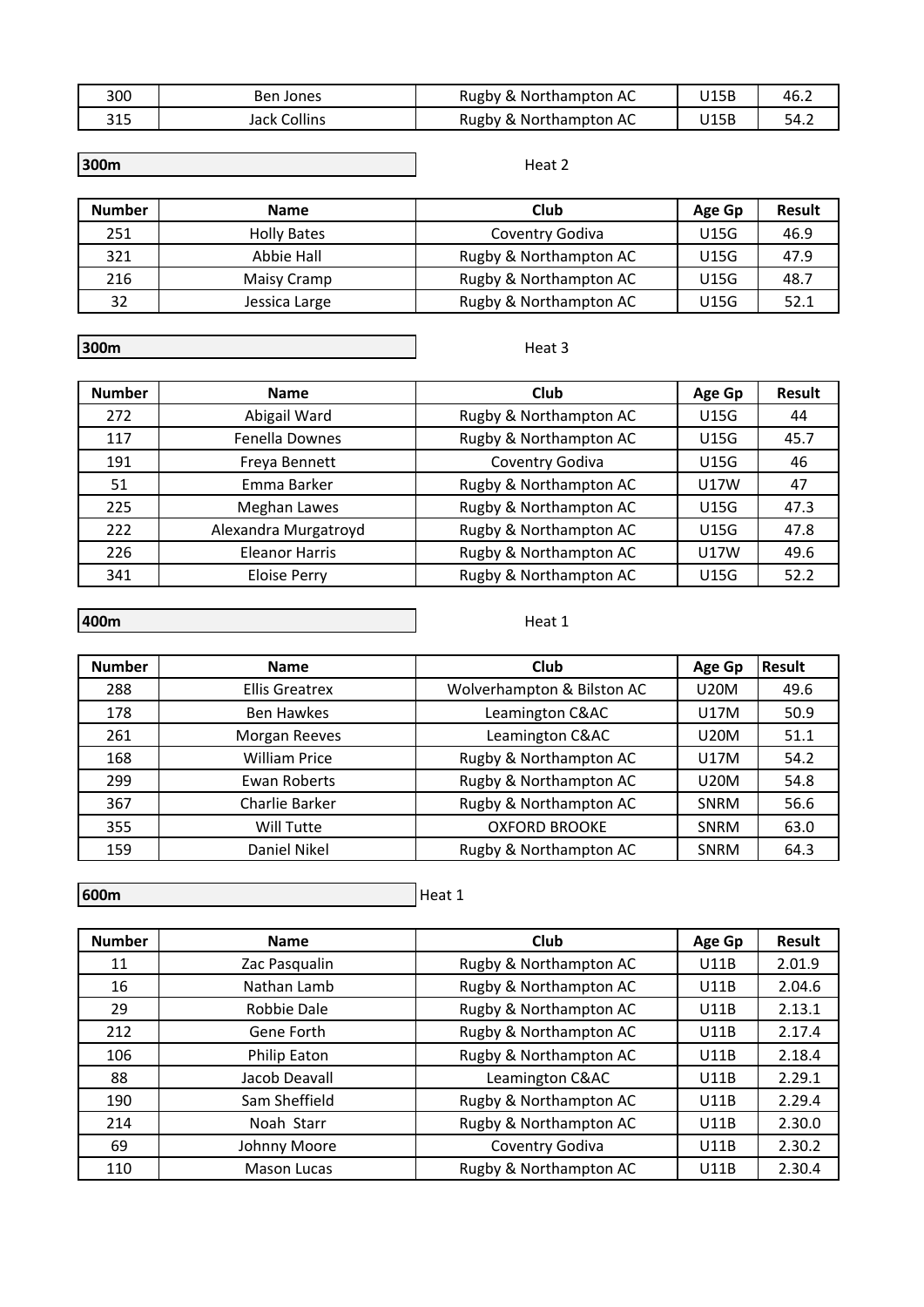| | | | | |
|---|---|---|---|---|
| 300 | Ben Jones | Rugby & Northampton AC | U15B | 46.2 |
| 315 | Jack Collins | Rugby & Northampton AC | U15B | 54.2 |

**300m** Heat 2

| Number | Name | Club | Age Gp | Result |
|---|---|---|---|---|
| 251 | Holly Bates | Coventry Godiva | U15G | 46.9 |
| 321 | Abbie Hall | Rugby & Northampton AC | U15G | 47.9 |
| 216 | Maisy Cramp | Rugby & Northampton AC | U15G | 48.7 |
| 32 | Jessica Large | Rugby & Northampton AC | U15G | 52.1 |

**300m** Heat 3

| Number | Name | Club | Age Gp | Result |
|---|---|---|---|---|
| 272 | Abigail Ward | Rugby & Northampton AC | U15G | 44 |
| 117 | Fenella Downes | Rugby & Northampton AC | U15G | 45.7 |
| 191 | Freya Bennett | Coventry Godiva | U15G | 46 |
| 51 | Emma Barker | Rugby & Northampton AC | U17W | 47 |
| 225 | Meghan Lawes | Rugby & Northampton AC | U15G | 47.3 |
| 222 | Alexandra Murgatroyd | Rugby & Northampton AC | U15G | 47.8 |
| 226 | Eleanor Harris | Rugby & Northampton AC | U17W | 49.6 |
| 341 | Eloise Perry | Rugby & Northampton AC | U15G | 52.2 |

**400m** Heat 1

| Number | Name | Club | Age Gp | Result |
|---|---|---|---|---|
| 288 | Ellis Greatrex | Wolverhampton & Bilston AC | U20M | 49.6 |
| 178 | Ben Hawkes | Leamington C&AC | U17M | 50.9 |
| 261 | Morgan Reeves | Leamington C&AC | U20M | 51.1 |
| 168 | William Price | Rugby & Northampton AC | U17M | 54.2 |
| 299 | Ewan Roberts | Rugby & Northampton AC | U20M | 54.8 |
| 367 | Charlie Barker | Rugby & Northampton AC | SNRM | 56.6 |
| 355 | Will Tutte | OXFORD BROOKE | SNRM | 63.0 |
| 159 | Daniel Nikel | Rugby & Northampton AC | SNRM | 64.3 |

**600m** Heat 1

| Number | Name | Club | Age Gp | Result |
|---|---|---|---|---|
| 11 | Zac Pasqualin | Rugby & Northampton AC | U11B | 2.01.9 |
| 16 | Nathan Lamb | Rugby & Northampton AC | U11B | 2.04.6 |
| 29 | Robbie Dale | Rugby & Northampton AC | U11B | 2.13.1 |
| 212 | Gene Forth | Rugby & Northampton AC | U11B | 2.17.4 |
| 106 | Philip Eaton | Rugby & Northampton AC | U11B | 2.18.4 |
| 88 | Jacob Deavall | Leamington C&AC | U11B | 2.29.1 |
| 190 | Sam Sheffield | Rugby & Northampton AC | U11B | 2.29.4 |
| 214 | Noah Starr | Rugby & Northampton AC | U11B | 2.30.0 |
| 69 | Johnny Moore | Coventry Godiva | U11B | 2.30.2 |
| 110 | Mason Lucas | Rugby & Northampton AC | U11B | 2.30.4 |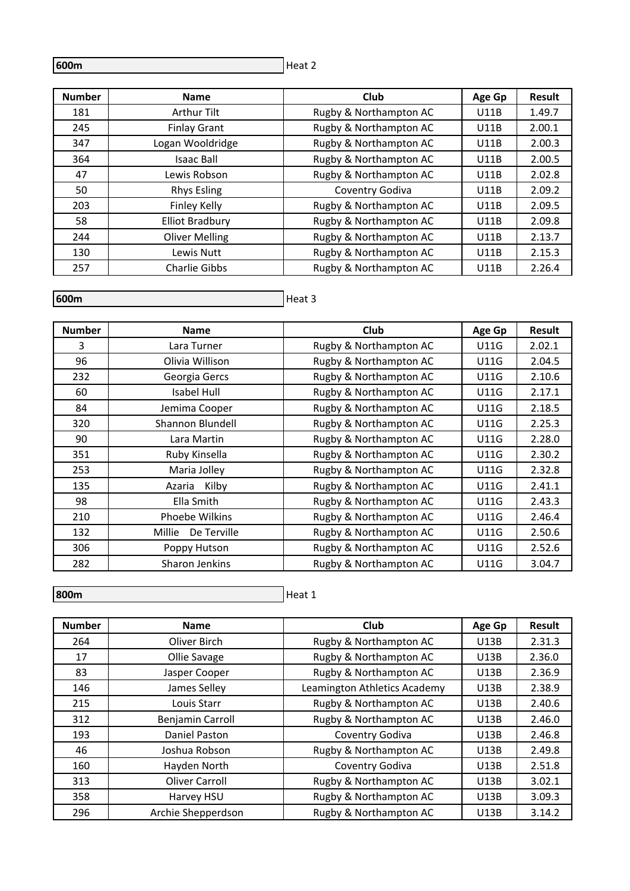**600m** Heat 2

| Number | Name | Club | Age Gp | Result |
|---|---|---|---|---|
| 181 | Arthur Tilt | Rugby & Northampton AC | U11B | 1.49.7 |
| 245 | Finlay Grant | Rugby & Northampton AC | U11B | 2.00.1 |
| 347 | Logan Wooldridge | Rugby & Northampton AC | U11B | 2.00.3 |
| 364 | Isaac Ball | Rugby & Northampton AC | U11B | 2.00.5 |
| 47 | Lewis Robson | Rugby & Northampton AC | U11B | 2.02.8 |
| 50 | Rhys Esling | Coventry Godiva | U11B | 2.09.2 |
| 203 | Finley Kelly | Rugby & Northampton AC | U11B | 2.09.5 |
| 58 | Elliot Bradbury | Rugby & Northampton AC | U11B | 2.09.8 |
| 244 | Oliver Melling | Rugby & Northampton AC | U11B | 2.13.7 |
| 130 | Lewis Nutt | Rugby & Northampton AC | U11B | 2.15.3 |
| 257 | Charlie Gibbs | Rugby & Northampton AC | U11B | 2.26.4 |

**600m** Heat 3

| Number | Name | Club | Age Gp | Result |
|---|---|---|---|---|
| 3 | Lara Turner | Rugby & Northampton AC | U11G | 2.02.1 |
| 96 | Olivia Willison | Rugby & Northampton AC | U11G | 2.04.5 |
| 232 | Georgia Gercs | Rugby & Northampton AC | U11G | 2.10.6 |
| 60 | Isabel Hull | Rugby & Northampton AC | U11G | 2.17.1 |
| 84 | Jemima Cooper | Rugby & Northampton AC | U11G | 2.18.5 |
| 320 | Shannon Blundell | Rugby & Northampton AC | U11G | 2.25.3 |
| 90 | Lara Martin | Rugby & Northampton AC | U11G | 2.28.0 |
| 351 | Ruby Kinsella | Rugby & Northampton AC | U11G | 2.30.2 |
| 253 | Maria Jolley | Rugby & Northampton AC | U11G | 2.32.8 |
| 135 | Azaria Kilby | Rugby & Northampton AC | U11G | 2.41.1 |
| 98 | Ella Smith | Rugby & Northampton AC | U11G | 2.43.3 |
| 210 | Phoebe Wilkins | Rugby & Northampton AC | U11G | 2.46.4 |
| 132 | Millie De Terville | Rugby & Northampton AC | U11G | 2.50.6 |
| 306 | Poppy Hutson | Rugby & Northampton AC | U11G | 2.52.6 |
| 282 | Sharon Jenkins | Rugby & Northampton AC | U11G | 3.04.7 |

**800m** Heat 1

| Number | Name | Club | Age Gp | Result |
|---|---|---|---|---|
| 264 | Oliver Birch | Rugby & Northampton AC | U13B | 2.31.3 |
| 17 | Ollie Savage | Rugby & Northampton AC | U13B | 2.36.0 |
| 83 | Jasper Cooper | Rugby & Northampton AC | U13B | 2.36.9 |
| 146 | James Selley | Leamington Athletics Academy | U13B | 2.38.9 |
| 215 | Louis Starr | Rugby & Northampton AC | U13B | 2.40.6 |
| 312 | Benjamin Carroll | Rugby & Northampton AC | U13B | 2.46.0 |
| 193 | Daniel Paston | Coventry Godiva | U13B | 2.46.8 |
| 46 | Joshua Robson | Rugby & Northampton AC | U13B | 2.49.8 |
| 160 | Hayden North | Coventry Godiva | U13B | 2.51.8 |
| 313 | Oliver Carroll | Rugby & Northampton AC | U13B | 3.02.1 |
| 358 | Harvey HSU | Rugby & Northampton AC | U13B | 3.09.3 |
| 296 | Archie Shepperdson | Rugby & Northampton AC | U13B | 3.14.2 |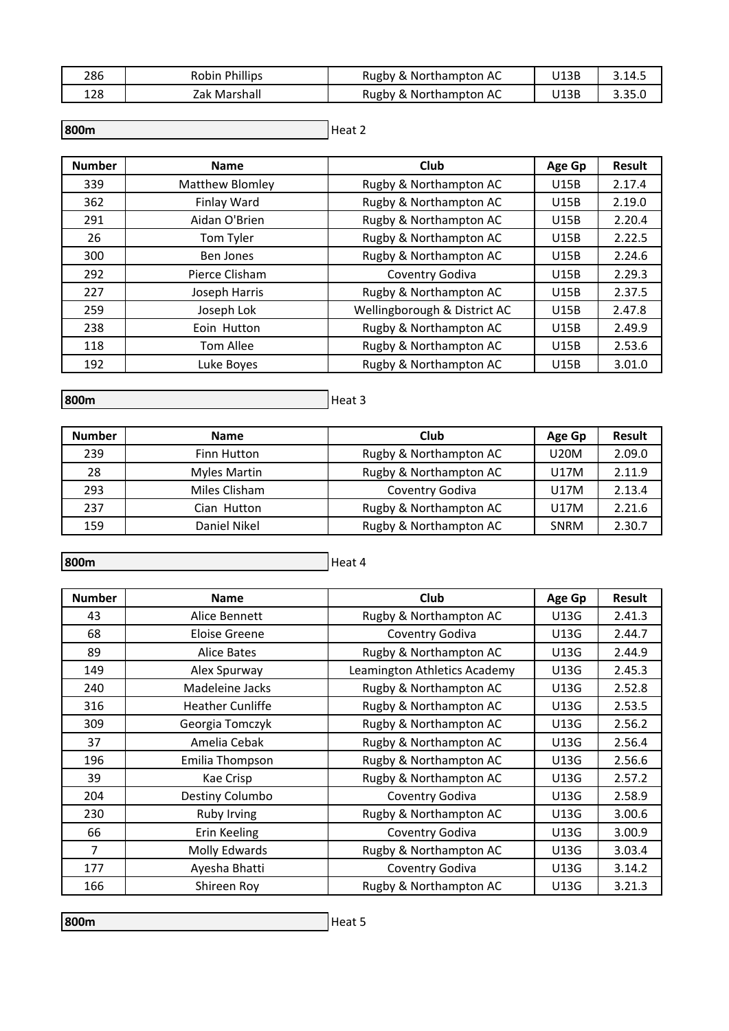| Number | Name | Club | Age Gp | Result |
|---|---|---|---|---|
| 286 | Robin Phillips | Rugby & Northampton AC | U13B | 3.14.5 |
| 128 | Zak Marshall | Rugby & Northampton AC | U13B | 3.35.0 |

**800m** Heat 2

| Number | Name | Club | Age Gp | Result |
|---|---|---|---|---|
| 339 | Matthew Blomley | Rugby & Northampton AC | U15B | 2.17.4 |
| 362 | Finlay Ward | Rugby & Northampton AC | U15B | 2.19.0 |
| 291 | Aidan O'Brien | Rugby & Northampton AC | U15B | 2.20.4 |
| 26 | Tom Tyler | Rugby & Northampton AC | U15B | 2.22.5 |
| 300 | Ben Jones | Rugby & Northampton AC | U15B | 2.24.6 |
| 292 | Pierce Clisham | Coventry Godiva | U15B | 2.29.3 |
| 227 | Joseph Harris | Rugby & Northampton AC | U15B | 2.37.5 |
| 259 | Joseph Lok | Wellingborough & District AC | U15B | 2.47.8 |
| 238 | Eoin Hutton | Rugby & Northampton AC | U15B | 2.49.9 |
| 118 | Tom Allee | Rugby & Northampton AC | U15B | 2.53.6 |
| 192 | Luke Boyes | Rugby & Northampton AC | U15B | 3.01.0 |

**800m** Heat 3

| Number | Name | Club | Age Gp | Result |
|---|---|---|---|---|
| 239 | Finn Hutton | Rugby & Northampton AC | U20M | 2.09.0 |
| 28 | Myles Martin | Rugby & Northampton AC | U17M | 2.11.9 |
| 293 | Miles Clisham | Coventry Godiva | U17M | 2.13.4 |
| 237 | Cian Hutton | Rugby & Northampton AC | U17M | 2.21.6 |
| 159 | Daniel Nikel | Rugby & Northampton AC | SNRM | 2.30.7 |

**800m** Heat 4

| Number | Name | Club | Age Gp | Result |
|---|---|---|---|---|
| 43 | Alice Bennett | Rugby & Northampton AC | U13G | 2.41.3 |
| 68 | Eloise Greene | Coventry Godiva | U13G | 2.44.7 |
| 89 | Alice Bates | Rugby & Northampton AC | U13G | 2.44.9 |
| 149 | Alex Spurway | Leamington Athletics Academy | U13G | 2.45.3 |
| 240 | Madeleine Jacks | Rugby & Northampton AC | U13G | 2.52.8 |
| 316 | Heather Cunliffe | Rugby & Northampton AC | U13G | 2.53.5 |
| 309 | Georgia Tomczyk | Rugby & Northampton AC | U13G | 2.56.2 |
| 37 | Amelia Cebak | Rugby & Northampton AC | U13G | 2.56.4 |
| 196 | Emilia Thompson | Rugby & Northampton AC | U13G | 2.56.6 |
| 39 | Kae Crisp | Rugby & Northampton AC | U13G | 2.57.2 |
| 204 | Destiny Columbo | Coventry Godiva | U13G | 2.58.9 |
| 230 | Ruby Irving | Rugby & Northampton AC | U13G | 3.00.6 |
| 66 | Erin Keeling | Coventry Godiva | U13G | 3.00.9 |
| 7 | Molly Edwards | Rugby & Northampton AC | U13G | 3.03.4 |
| 177 | Ayesha Bhatti | Coventry Godiva | U13G | 3.14.2 |
| 166 | Shireen Roy | Rugby & Northampton AC | U13G | 3.21.3 |

**800m** Heat 5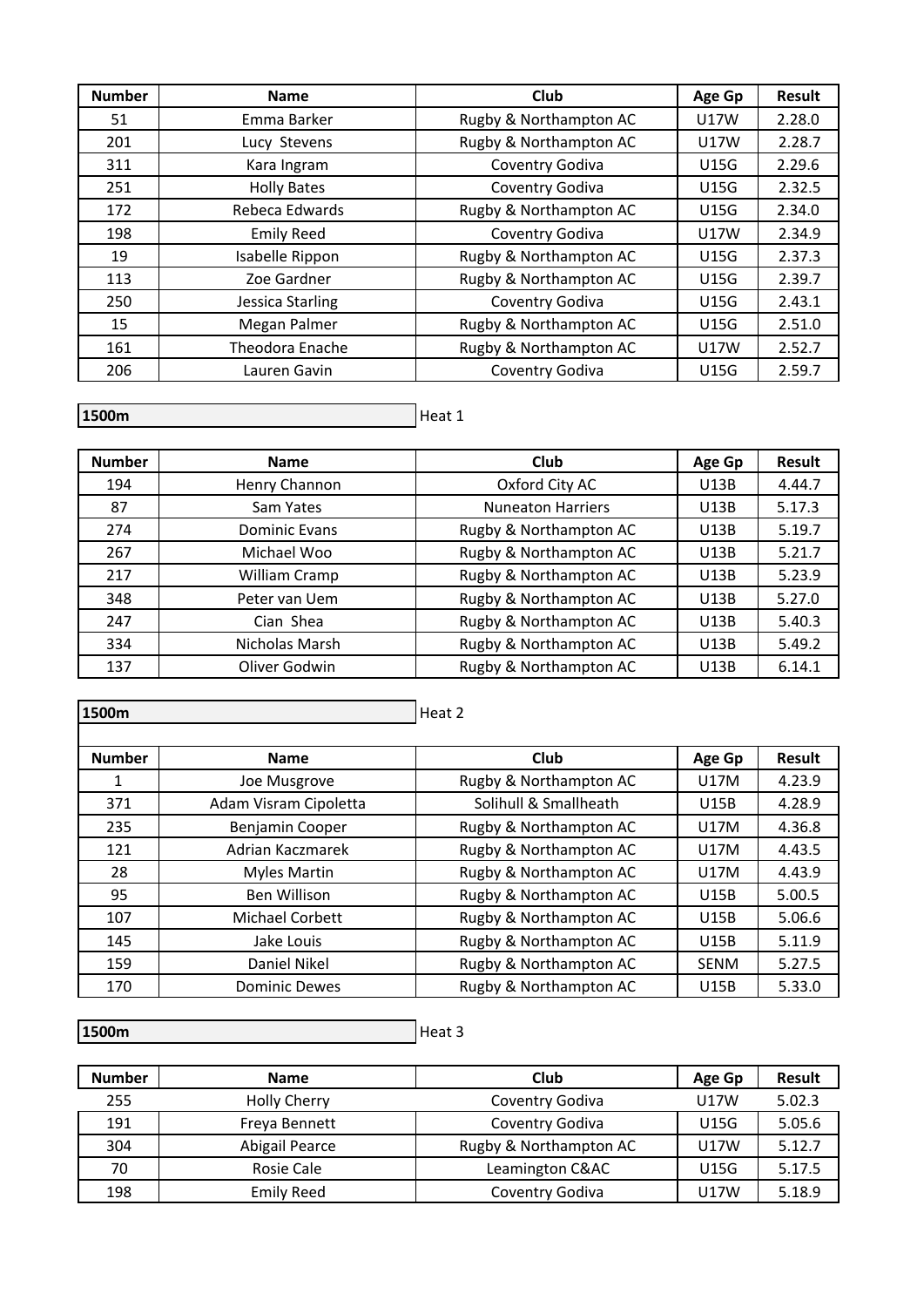| Number | Name | Club | Age Gp | Result |
|---|---|---|---|---|
| 51 | Emma Barker | Rugby & Northampton AC | U17W | 2.28.0 |
| 201 | Lucy Stevens | Rugby & Northampton AC | U17W | 2.28.7 |
| 311 | Kara Ingram | Coventry Godiva | U15G | 2.29.6 |
| 251 | Holly Bates | Coventry Godiva | U15G | 2.32.5 |
| 172 | Rebeca Edwards | Rugby & Northampton AC | U15G | 2.34.0 |
| 198 | Emily Reed | Coventry Godiva | U17W | 2.34.9 |
| 19 | Isabelle Rippon | Rugby & Northampton AC | U15G | 2.37.3 |
| 113 | Zoe Gardner | Rugby & Northampton AC | U15G | 2.39.7 |
| 250 | Jessica Starling | Coventry Godiva | U15G | 2.43.1 |
| 15 | Megan Palmer | Rugby & Northampton AC | U15G | 2.51.0 |
| 161 | Theodora Enache | Rugby & Northampton AC | U17W | 2.52.7 |
| 206 | Lauren Gavin | Coventry Godiva | U15G | 2.59.7 |

**1500m** Heat 1

| Number | Name | Club | Age Gp | Result |
|---|---|---|---|---|
| 194 | Henry Channon | Oxford City AC | U13B | 4.44.7 |
| 87 | Sam Yates | Nuneaton Harriers | U13B | 5.17.3 |
| 274 | Dominic Evans | Rugby & Northampton AC | U13B | 5.19.7 |
| 267 | Michael Woo | Rugby & Northampton AC | U13B | 5.21.7 |
| 217 | William Cramp | Rugby & Northampton AC | U13B | 5.23.9 |
| 348 | Peter van Uem | Rugby & Northampton AC | U13B | 5.27.0 |
| 247 | Cian Shea | Rugby & Northampton AC | U13B | 5.40.3 |
| 334 | Nicholas Marsh | Rugby & Northampton AC | U13B | 5.49.2 |
| 137 | Oliver Godwin | Rugby & Northampton AC | U13B | 6.14.1 |

**1500m** Heat 2

| Number | Name | Club | Age Gp | Result |
|---|---|---|---|---|
| 1 | Joe Musgrove | Rugby & Northampton AC | U17M | 4.23.9 |
| 371 | Adam Visram Cipoletta | Solihull & Smallheath | U15B | 4.28.9 |
| 235 | Benjamin Cooper | Rugby & Northampton AC | U17M | 4.36.8 |
| 121 | Adrian Kaczmarek | Rugby & Northampton AC | U17M | 4.43.5 |
| 28 | Myles Martin | Rugby & Northampton AC | U17M | 4.43.9 |
| 95 | Ben Willison | Rugby & Northampton AC | U15B | 5.00.5 |
| 107 | Michael Corbett | Rugby & Northampton AC | U15B | 5.06.6 |
| 145 | Jake Louis | Rugby & Northampton AC | U15B | 5.11.9 |
| 159 | Daniel Nikel | Rugby & Northampton AC | SENM | 5.27.5 |
| 170 | Dominic Dewes | Rugby & Northampton AC | U15B | 5.33.0 |

**1500m** Heat 3

| Number | Name | Club | Age Gp | Result |
|---|---|---|---|---|
| 255 | Holly Cherry | Coventry Godiva | U17W | 5.02.3 |
| 191 | Freya Bennett | Coventry Godiva | U15G | 5.05.6 |
| 304 | Abigail Pearce | Rugby & Northampton AC | U17W | 5.12.7 |
| 70 | Rosie Cale | Leamington C&AC | U15G | 5.17.5 |
| 198 | Emily Reed | Coventry Godiva | U17W | 5.18.9 |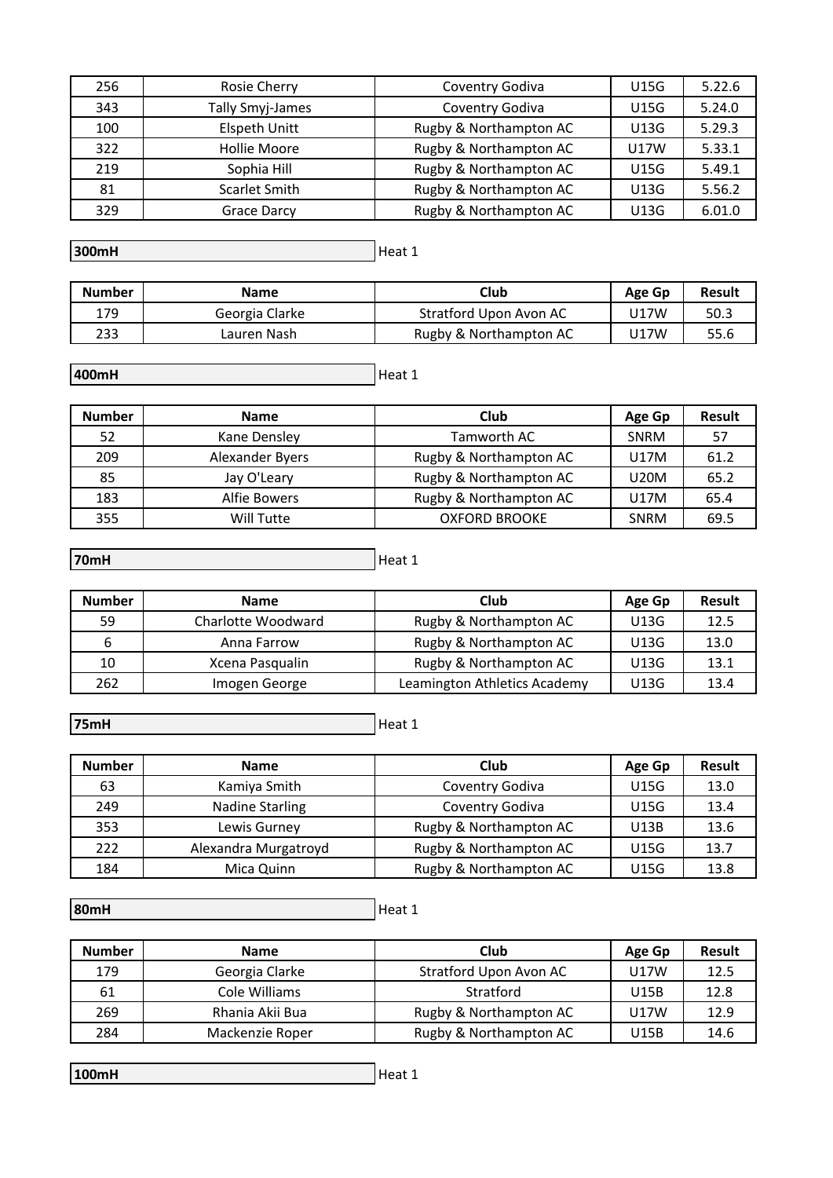| | | | | |
|---|---|---|---|---|
| 256 | Rosie Cherry | Coventry Godiva | U15G | 5.22.6 |
| 343 | Tally Smyj-James | Coventry Godiva | U15G | 5.24.0 |
| 100 | Elspeth Unitt | Rugby & Northampton AC | U13G | 5.29.3 |
| 322 | Hollie Moore | Rugby & Northampton AC | U17W | 5.33.1 |
| 219 | Sophia Hill | Rugby & Northampton AC | U15G | 5.49.1 |
| 81 | Scarlet Smith | Rugby & Northampton AC | U13G | 5.56.2 |
| 329 | Grace Darcy | Rugby & Northampton AC | U13G | 6.01.0 |

**300mH** Heat 1

| Number | Name | Club | Age Gp | Result |
|---|---|---|---|---|
| 179 | Georgia Clarke | Stratford Upon Avon AC | U17W | 50.3 |
| 233 | Lauren Nash | Rugby & Northampton AC | U17W | 55.6 |

**400mH** Heat 1

| Number | Name | Club | Age Gp | Result |
|---|---|---|---|---|
| 52 | Kane Densley | Tamworth AC | SNRM | 57 |
| 209 | Alexander Byers | Rugby & Northampton AC | U17M | 61.2 |
| 85 | Jay O'Leary | Rugby & Northampton AC | U20M | 65.2 |
| 183 | Alfie Bowers | Rugby & Northampton AC | U17M | 65.4 |
| 355 | Will Tutte | OXFORD BROOKE | SNRM | 69.5 |

**70mH** Heat 1

| Number | Name | Club | Age Gp | Result |
|---|---|---|---|---|
| 59 | Charlotte Woodward | Rugby & Northampton AC | U13G | 12.5 |
| 6 | Anna Farrow | Rugby & Northampton AC | U13G | 13.0 |
| 10 | Xcena Pasqualin | Rugby & Northampton AC | U13G | 13.1 |
| 262 | Imogen George | Leamington Athletics Academy | U13G | 13.4 |

**75mH** Heat 1

| Number | Name | Club | Age Gp | Result |
|---|---|---|---|---|
| 63 | Kamiya Smith | Coventry Godiva | U15G | 13.0 |
| 249 | Nadine Starling | Coventry Godiva | U15G | 13.4 |
| 353 | Lewis Gurney | Rugby & Northampton AC | U13B | 13.6 |
| 222 | Alexandra Murgatroyd | Rugby & Northampton AC | U15G | 13.7 |
| 184 | Mica Quinn | Rugby & Northampton AC | U15G | 13.8 |

**80mH** Heat 1

| Number | Name | Club | Age Gp | Result |
|---|---|---|---|---|
| 179 | Georgia Clarke | Stratford Upon Avon AC | U17W | 12.5 |
| 61 | Cole Williams | Stratford | U15B | 12.8 |
| 269 | Rhania Akii Bua | Rugby & Northampton AC | U17W | 12.9 |
| 284 | Mackenzie Roper | Rugby & Northampton AC | U15B | 14.6 |

**100mH** Heat 1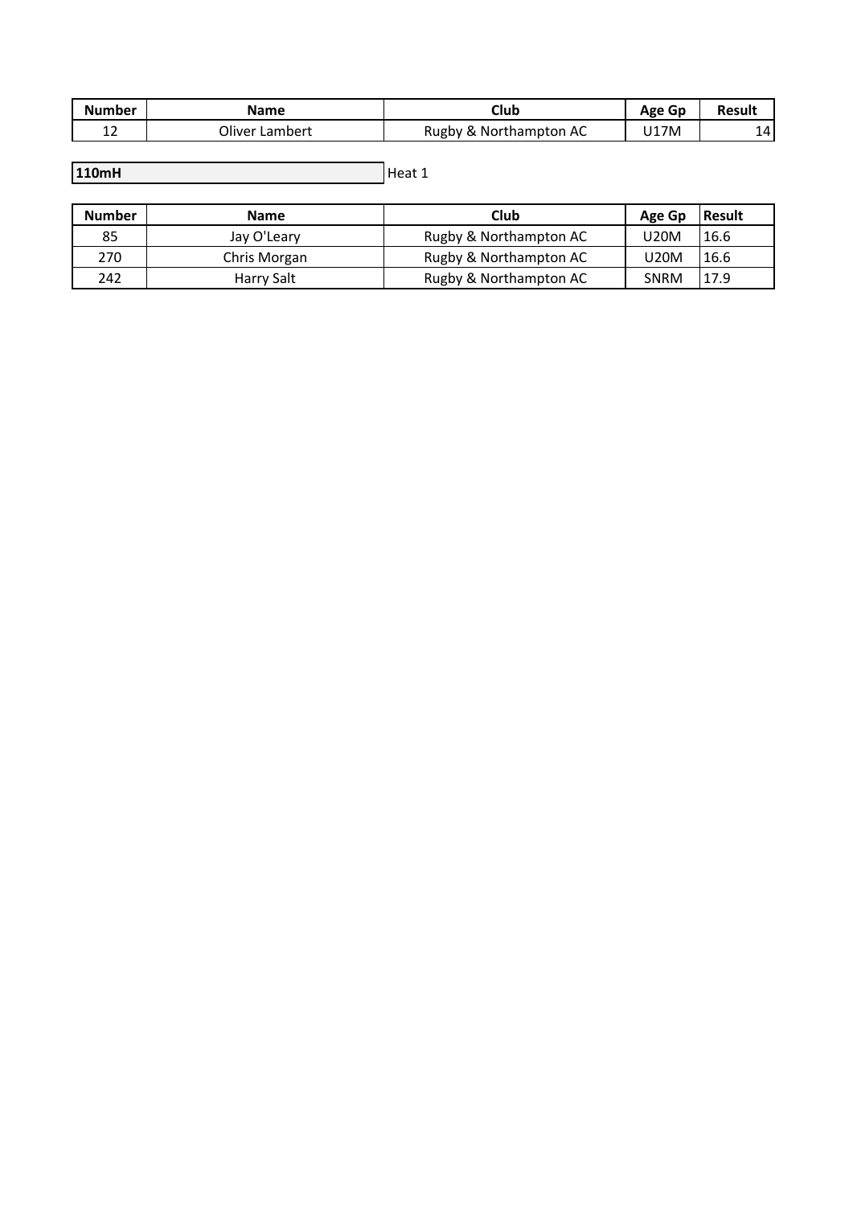| Number | Name | Club | Age Gp | Result |
| --- | --- | --- | --- | --- |
| 12 | Oliver Lambert | Rugby & Northampton AC | U17M | 14 |

**110mH** Heat 1

| Number | Name | Club | Age Gp | Result |
| --- | --- | --- | --- | --- |
| 85 | Jay O'Leary | Rugby & Northampton AC | U20M | 16.6 |
| 270 | Chris Morgan | Rugby & Northampton AC | U20M | 16.6 |
| 242 | Harry Salt | Rugby & Northampton AC | SNRM | 17.9 |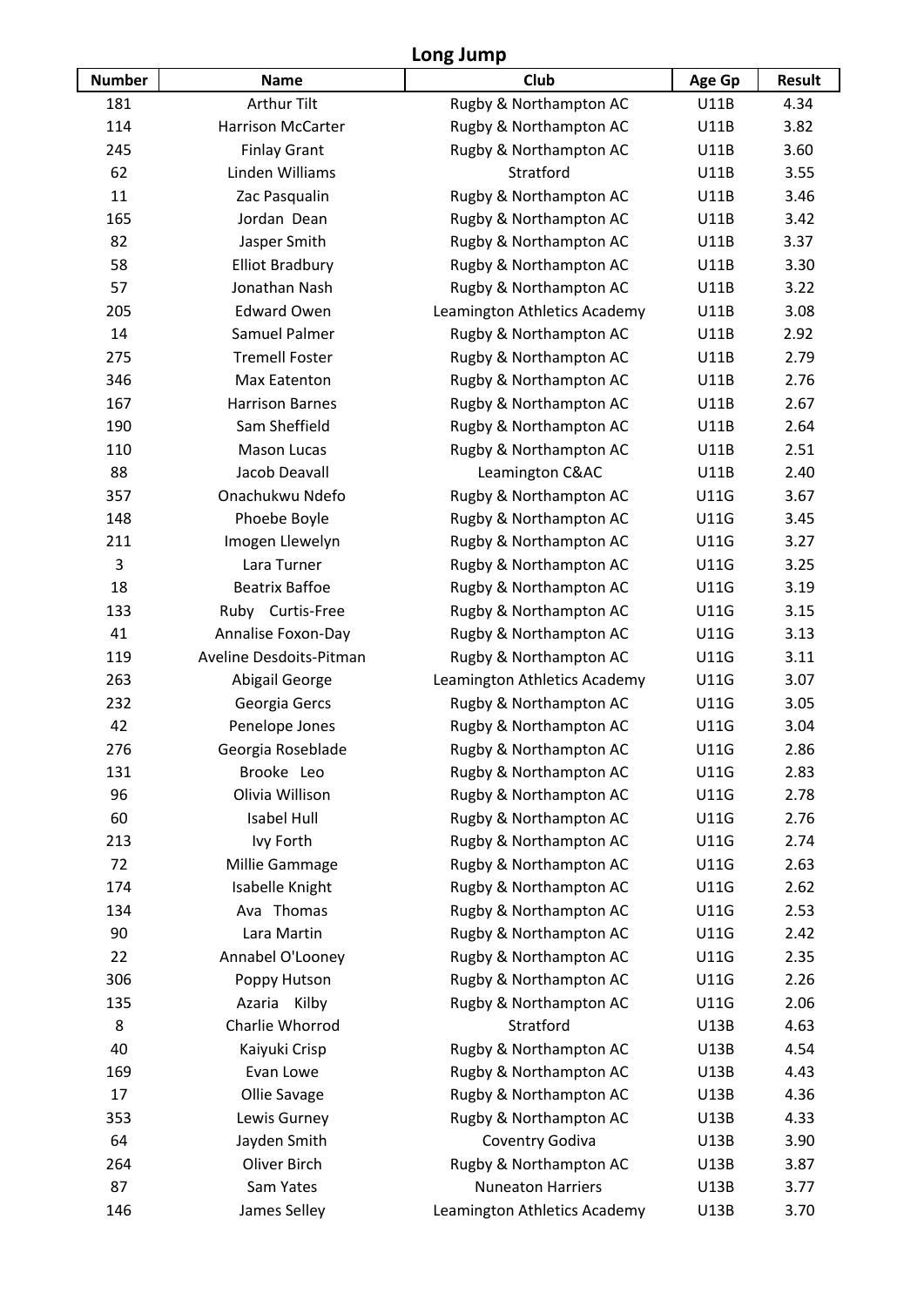## Long Jump

| Number | Name | Club | Age Gp | Result |
|---|---|---|---|---|
| 181 | Arthur Tilt | Rugby & Northampton AC | U11B | 4.34 |
| 114 | Harrison McCarter | Rugby & Northampton AC | U11B | 3.82 |
| 245 | Finlay Grant | Rugby & Northampton AC | U11B | 3.60 |
| 62 | Linden Williams | Stratford | U11B | 3.55 |
| 11 | Zac Pasqualin | Rugby & Northampton AC | U11B | 3.46 |
| 165 | Jordan Dean | Rugby & Northampton AC | U11B | 3.42 |
| 82 | Jasper Smith | Rugby & Northampton AC | U11B | 3.37 |
| 58 | Elliot Bradbury | Rugby & Northampton AC | U11B | 3.30 |
| 57 | Jonathan Nash | Rugby & Northampton AC | U11B | 3.22 |
| 205 | Edward Owen | Leamington Athletics Academy | U11B | 3.08 |
| 14 | Samuel Palmer | Rugby & Northampton AC | U11B | 2.92 |
| 275 | Tremell Foster | Rugby & Northampton AC | U11B | 2.79 |
| 346 | Max Eatenton | Rugby & Northampton AC | U11B | 2.76 |
| 167 | Harrison Barnes | Rugby & Northampton AC | U11B | 2.67 |
| 190 | Sam Sheffield | Rugby & Northampton AC | U11B | 2.64 |
| 110 | Mason Lucas | Rugby & Northampton AC | U11B | 2.51 |
| 88 | Jacob Deavall | Leamington C&AC | U11B | 2.40 |
| 357 | Onachukwu Ndefo | Rugby & Northampton AC | U11G | 3.67 |
| 148 | Phoebe Boyle | Rugby & Northampton AC | U11G | 3.45 |
| 211 | Imogen Llewelyn | Rugby & Northampton AC | U11G | 3.27 |
| 3 | Lara Turner | Rugby & Northampton AC | U11G | 3.25 |
| 18 | Beatrix Baffoe | Rugby & Northampton AC | U11G | 3.19 |
| 133 | Ruby Curtis-Free | Rugby & Northampton AC | U11G | 3.15 |
| 41 | Annalise Foxon-Day | Rugby & Northampton AC | U11G | 3.13 |
| 119 | Aveline Desdoits-Pitman | Rugby & Northampton AC | U11G | 3.11 |
| 263 | Abigail George | Leamington Athletics Academy | U11G | 3.07 |
| 232 | Georgia Gercs | Rugby & Northampton AC | U11G | 3.05 |
| 42 | Penelope Jones | Rugby & Northampton AC | U11G | 3.04 |
| 276 | Georgia Roseblade | Rugby & Northampton AC | U11G | 2.86 |
| 131 | Brooke Leo | Rugby & Northampton AC | U11G | 2.83 |
| 96 | Olivia Willison | Rugby & Northampton AC | U11G | 2.78 |
| 60 | Isabel Hull | Rugby & Northampton AC | U11G | 2.76 |
| 213 | Ivy Forth | Rugby & Northampton AC | U11G | 2.74 |
| 72 | Millie Gammage | Rugby & Northampton AC | U11G | 2.63 |
| 174 | Isabelle Knight | Rugby & Northampton AC | U11G | 2.62 |
| 134 | Ava Thomas | Rugby & Northampton AC | U11G | 2.53 |
| 90 | Lara Martin | Rugby & Northampton AC | U11G | 2.42 |
| 22 | Annabel O'Looney | Rugby & Northampton AC | U11G | 2.35 |
| 306 | Poppy Hutson | Rugby & Northampton AC | U11G | 2.26 |
| 135 | Azaria Kilby | Rugby & Northampton AC | U11G | 2.06 |
| 8 | Charlie Whorrod | Stratford | U13B | 4.63 |
| 40 | Kaiyuki Crisp | Rugby & Northampton AC | U13B | 4.54 |
| 169 | Evan Lowe | Rugby & Northampton AC | U13B | 4.43 |
| 17 | Ollie Savage | Rugby & Northampton AC | U13B | 4.36 |
| 353 | Lewis Gurney | Rugby & Northampton AC | U13B | 4.33 |
| 64 | Jayden Smith | Coventry Godiva | U13B | 3.90 |
| 264 | Oliver Birch | Rugby & Northampton AC | U13B | 3.87 |
| 87 | Sam Yates | Nuneaton Harriers | U13B | 3.77 |
| 146 | James Selley | Leamington Athletics Academy | U13B | 3.70 |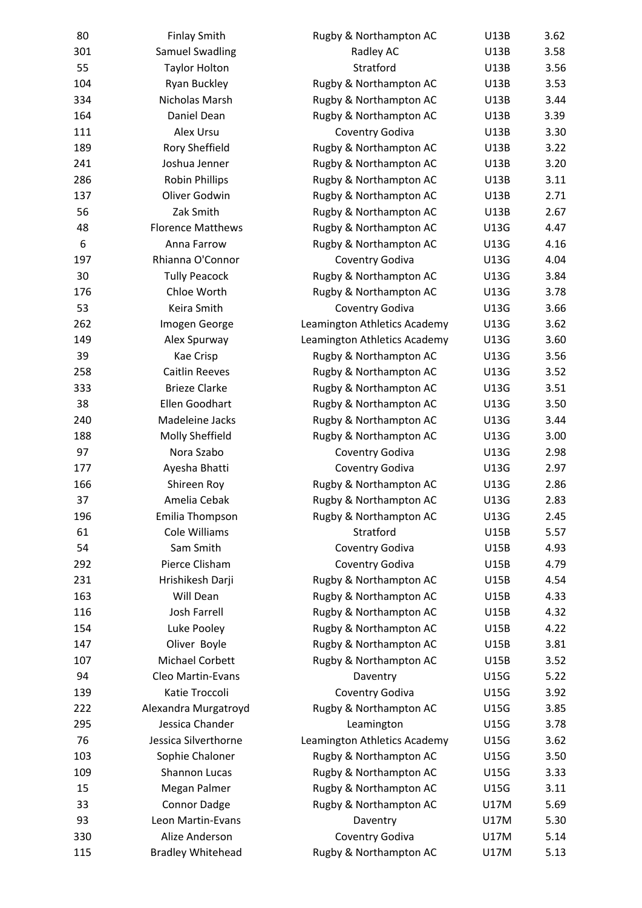| | | | | |
|---|---|---|---|---|
| 80 | Finlay Smith | Rugby & Northampton AC | U13B | 3.62 |
| 301 | Samuel Swadling | Radley AC | U13B | 3.58 |
| 55 | Taylor Holton | Stratford | U13B | 3.56 |
| 104 | Ryan Buckley | Rugby & Northampton AC | U13B | 3.53 |
| 334 | Nicholas Marsh | Rugby & Northampton AC | U13B | 3.44 |
| 164 | Daniel Dean | Rugby & Northampton AC | U13B | 3.39 |
| 111 | Alex Ursu | Coventry Godiva | U13B | 3.30 |
| 189 | Rory Sheffield | Rugby & Northampton AC | U13B | 3.22 |
| 241 | Joshua Jenner | Rugby & Northampton AC | U13B | 3.20 |
| 286 | Robin Phillips | Rugby & Northampton AC | U13B | 3.11 |
| 137 | Oliver Godwin | Rugby & Northampton AC | U13B | 2.71 |
| 56 | Zak Smith | Rugby & Northampton AC | U13B | 2.67 |
| 48 | Florence Matthews | Rugby & Northampton AC | U13G | 4.47 |
| 6 | Anna Farrow | Rugby & Northampton AC | U13G | 4.16 |
| 197 | Rhianna O'Connor | Coventry Godiva | U13G | 4.04 |
| 30 | Tully Peacock | Rugby & Northampton AC | U13G | 3.84 |
| 176 | Chloe Worth | Rugby & Northampton AC | U13G | 3.78 |
| 53 | Keira Smith | Coventry Godiva | U13G | 3.66 |
| 262 | Imogen George | Leamington Athletics Academy | U13G | 3.62 |
| 149 | Alex Spurway | Leamington Athletics Academy | U13G | 3.60 |
| 39 | Kae Crisp | Rugby & Northampton AC | U13G | 3.56 |
| 258 | Caitlin Reeves | Rugby & Northampton AC | U13G | 3.52 |
| 333 | Brieze Clarke | Rugby & Northampton AC | U13G | 3.51 |
| 38 | Ellen Goodhart | Rugby & Northampton AC | U13G | 3.50 |
| 240 | Madeleine Jacks | Rugby & Northampton AC | U13G | 3.44 |
| 188 | Molly Sheffield | Rugby & Northampton AC | U13G | 3.00 |
| 97 | Nora Szabo | Coventry Godiva | U13G | 2.98 |
| 177 | Ayesha Bhatti | Coventry Godiva | U13G | 2.97 |
| 166 | Shireen Roy | Rugby & Northampton AC | U13G | 2.86 |
| 37 | Amelia Cebak | Rugby & Northampton AC | U13G | 2.83 |
| 196 | Emilia Thompson | Rugby & Northampton AC | U13G | 2.45 |
| 61 | Cole Williams | Stratford | U15B | 5.57 |
| 54 | Sam Smith | Coventry Godiva | U15B | 4.93 |
| 292 | Pierce Clisham | Coventry Godiva | U15B | 4.79 |
| 231 | Hrishikesh Darji | Rugby & Northampton AC | U15B | 4.54 |
| 163 | Will Dean | Rugby & Northampton AC | U15B | 4.33 |
| 116 | Josh Farrell | Rugby & Northampton AC | U15B | 4.32 |
| 154 | Luke Pooley | Rugby & Northampton AC | U15B | 4.22 |
| 147 | Oliver Boyle | Rugby & Northampton AC | U15B | 3.81 |
| 107 | Michael Corbett | Rugby & Northampton AC | U15B | 3.52 |
| 94 | Cleo Martin-Evans | Daventry | U15G | 5.22 |
| 139 | Katie Troccoli | Coventry Godiva | U15G | 3.92 |
| 222 | Alexandra Murgatroyd | Rugby & Northampton AC | U15G | 3.85 |
| 295 | Jessica Chander | Leamington | U15G | 3.78 |
| 76 | Jessica Silverthorne | Leamington Athletics Academy | U15G | 3.62 |
| 103 | Sophie Chaloner | Rugby & Northampton AC | U15G | 3.50 |
| 109 | Shannon Lucas | Rugby & Northampton AC | U15G | 3.33 |
| 15 | Megan Palmer | Rugby & Northampton AC | U15G | 3.11 |
| 33 | Connor Dadge | Rugby & Northampton AC | U17M | 5.69 |
| 93 | Leon Martin-Evans | Daventry | U17M | 5.30 |
| 330 | Alize Anderson | Coventry Godiva | U17M | 5.14 |
| 115 | Bradley Whitehead | Rugby & Northampton AC | U17M | 5.13 |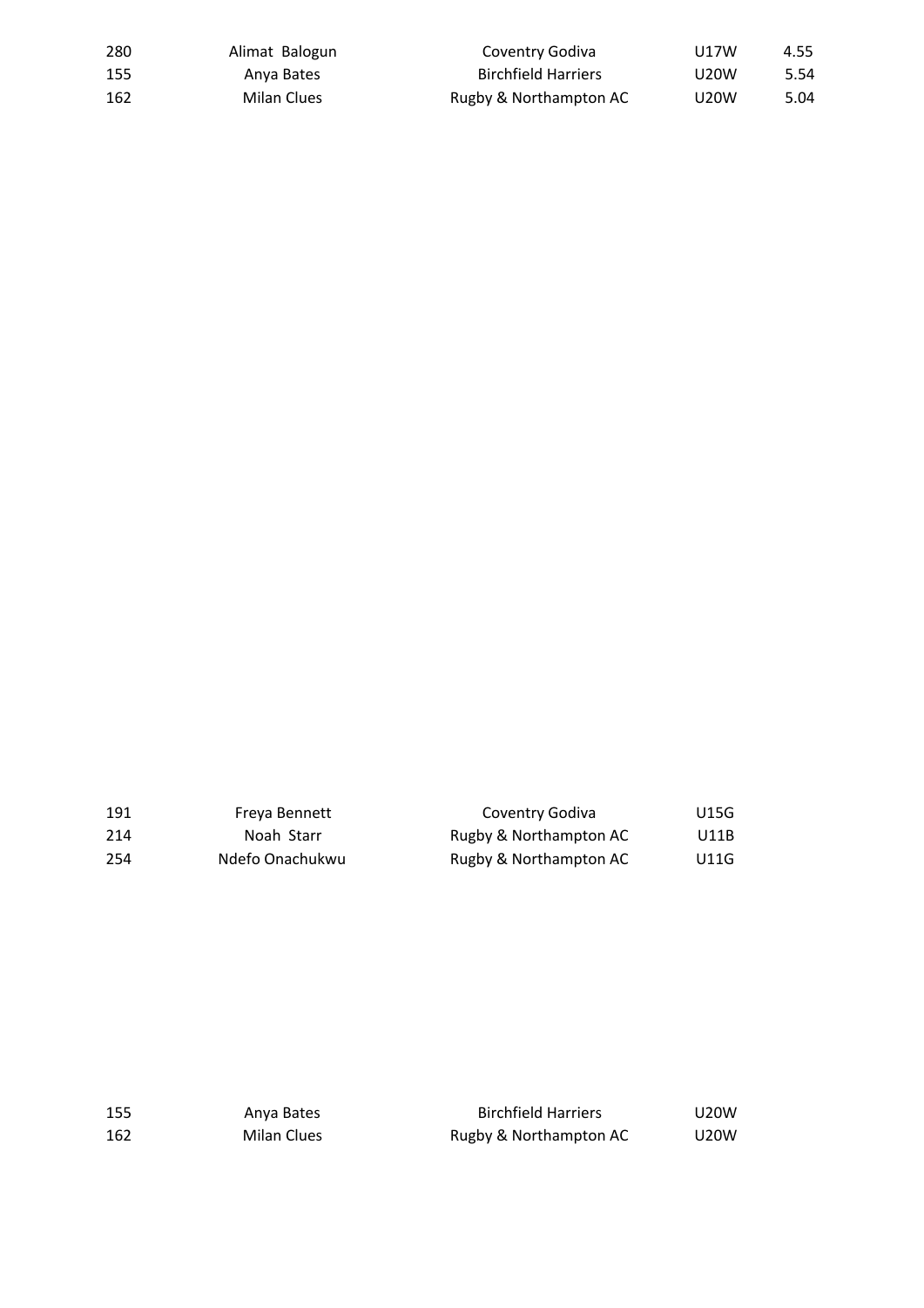| | | | | |
|---|---|---|---|---|
| 280 | Alimat  Balogun | Coventry Godiva | U17W | 4.55 |
| 155 | Anya Bates | Birchfield Harriers | U20W | 5.54 |
| 162 | Milan Clues | Rugby & Northampton AC | U20W | 5.04 |

| | | | |
|---|---|---|---|
| 191 | Freya Bennett | Coventry Godiva | U15G |
| 214 | Noah  Starr | Rugby & Northampton AC | U11B |
| 254 | Ndefo Onachukwu | Rugby & Northampton AC | U11G |

| | | | |
|---|---|---|---|
| 155 | Anya Bates | Birchfield Harriers | U20W |
| 162 | Milan Clues | Rugby & Northampton AC | U20W |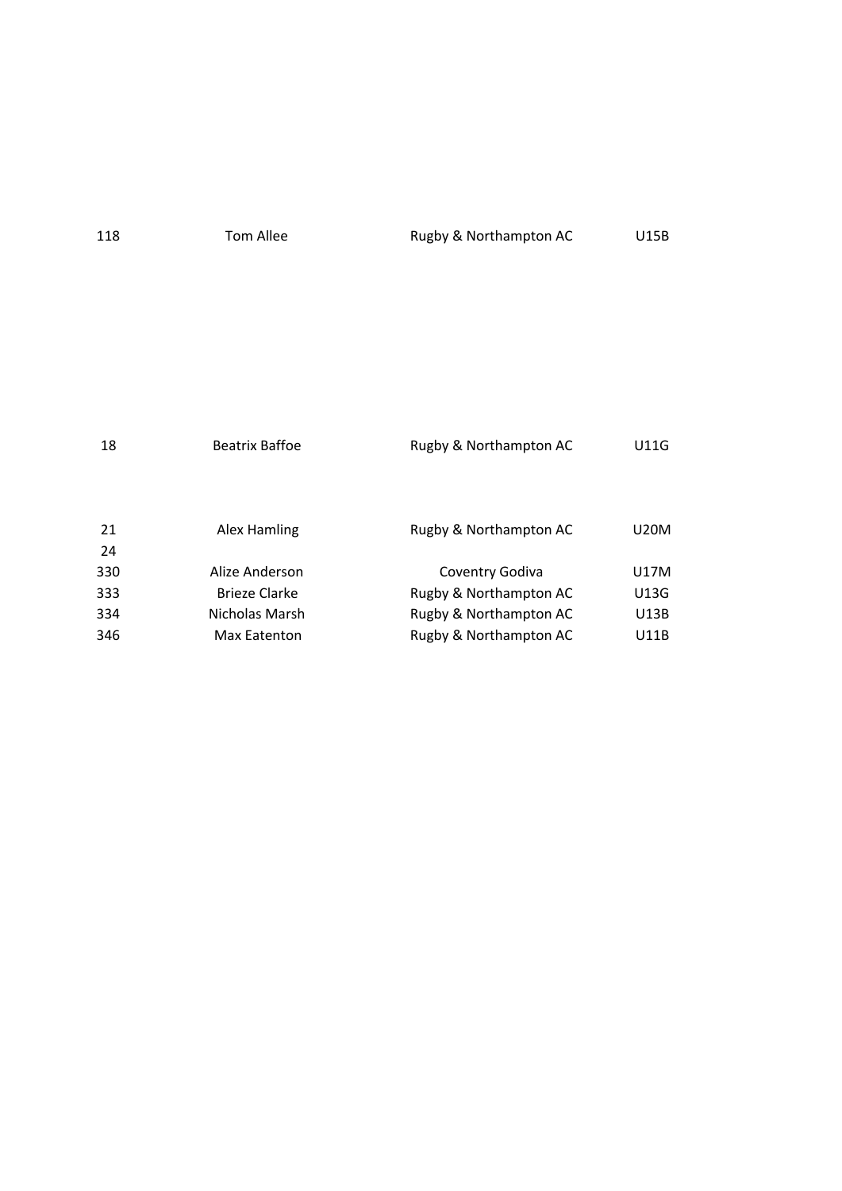| | | | |
|---|---|---|---|
| 118 | Tom Allee | Rugby & Northampton AC | U15B |
| 18 | Beatrix Baffoe | Rugby & Northampton AC | U11G |
| 21 | Alex Hamling | Rugby & Northampton AC | U20M |
| 24 | | | |
| 330 | Alize Anderson | Coventry Godiva | U17M |
| 333 | Brieze Clarke | Rugby & Northampton AC | U13G |
| 334 | Nicholas Marsh | Rugby & Northampton AC | U13B |
| 346 | Max Eatenton | Rugby & Northampton AC | U11B |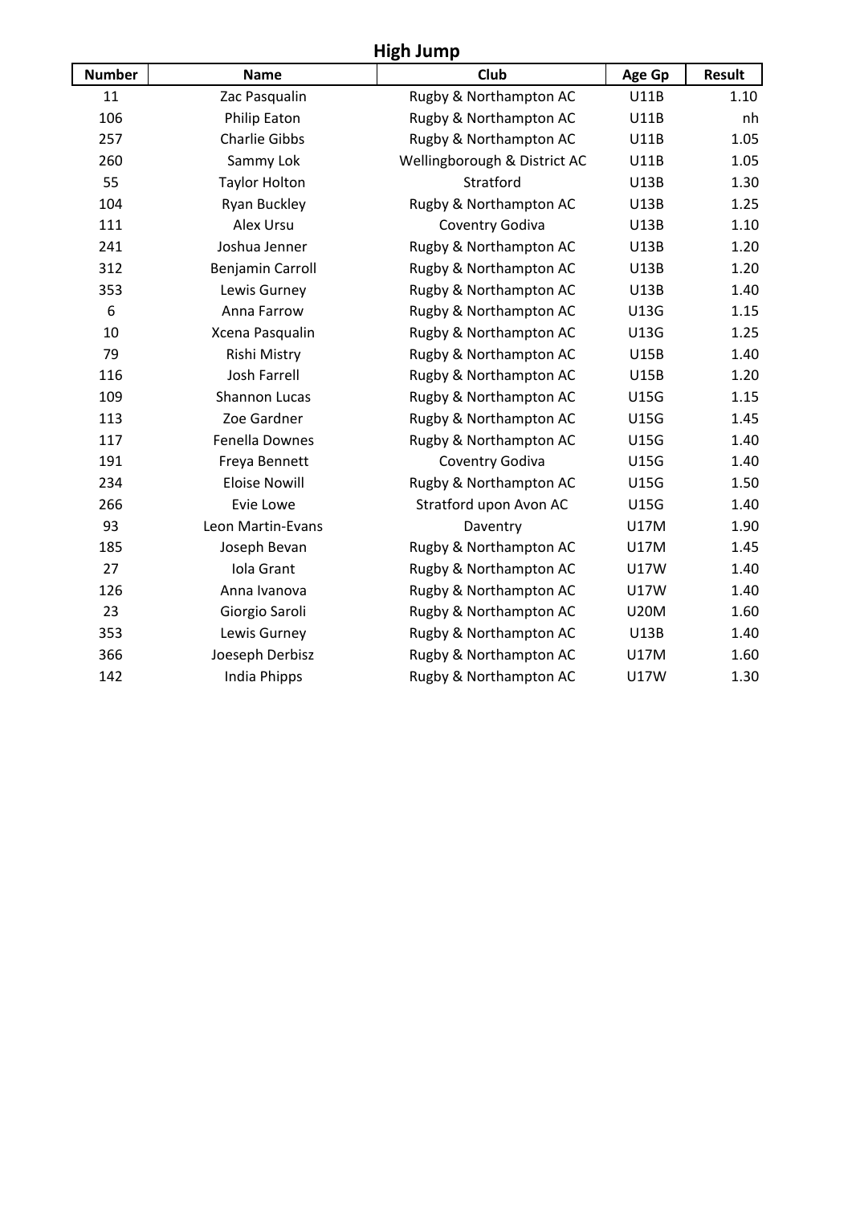## High Jump

| Number | Name | Club | Age Gp | Result |
|---|---|---|---|---|
| 11 | Zac Pasqualin | Rugby & Northampton AC | U11B | 1.10 |
| 106 | Philip Eaton | Rugby & Northampton AC | U11B | nh |
| 257 | Charlie Gibbs | Rugby & Northampton AC | U11B | 1.05 |
| 260 | Sammy Lok | Wellingborough & District AC | U11B | 1.05 |
| 55 | Taylor Holton | Stratford | U13B | 1.30 |
| 104 | Ryan Buckley | Rugby & Northampton AC | U13B | 1.25 |
| 111 | Alex Ursu | Coventry Godiva | U13B | 1.10 |
| 241 | Joshua Jenner | Rugby & Northampton AC | U13B | 1.20 |
| 312 | Benjamin Carroll | Rugby & Northampton AC | U13B | 1.20 |
| 353 | Lewis Gurney | Rugby & Northampton AC | U13B | 1.40 |
| 6 | Anna Farrow | Rugby & Northampton AC | U13G | 1.15 |
| 10 | Xcena Pasqualin | Rugby & Northampton AC | U13G | 1.25 |
| 79 | Rishi Mistry | Rugby & Northampton AC | U15B | 1.40 |
| 116 | Josh Farrell | Rugby & Northampton AC | U15B | 1.20 |
| 109 | Shannon Lucas | Rugby & Northampton AC | U15G | 1.15 |
| 113 | Zoe Gardner | Rugby & Northampton AC | U15G | 1.45 |
| 117 | Fenella Downes | Rugby & Northampton AC | U15G | 1.40 |
| 191 | Freya Bennett | Coventry Godiva | U15G | 1.40 |
| 234 | Eloise Nowill | Rugby & Northampton AC | U15G | 1.50 |
| 266 | Evie Lowe | Stratford upon Avon AC | U15G | 1.40 |
| 93 | Leon Martin-Evans | Daventry | U17M | 1.90 |
| 185 | Joseph Bevan | Rugby & Northampton AC | U17M | 1.45 |
| 27 | Iola Grant | Rugby & Northampton AC | U17W | 1.40 |
| 126 | Anna Ivanova | Rugby & Northampton AC | U17W | 1.40 |
| 23 | Giorgio Saroli | Rugby & Northampton AC | U20M | 1.60 |
| 353 | Lewis Gurney | Rugby & Northampton AC | U13B | 1.40 |
| 366 | Joeseph Derbisz | Rugby & Northampton AC | U17M | 1.60 |
| 142 | India Phipps | Rugby & Northampton AC | U17W | 1.30 |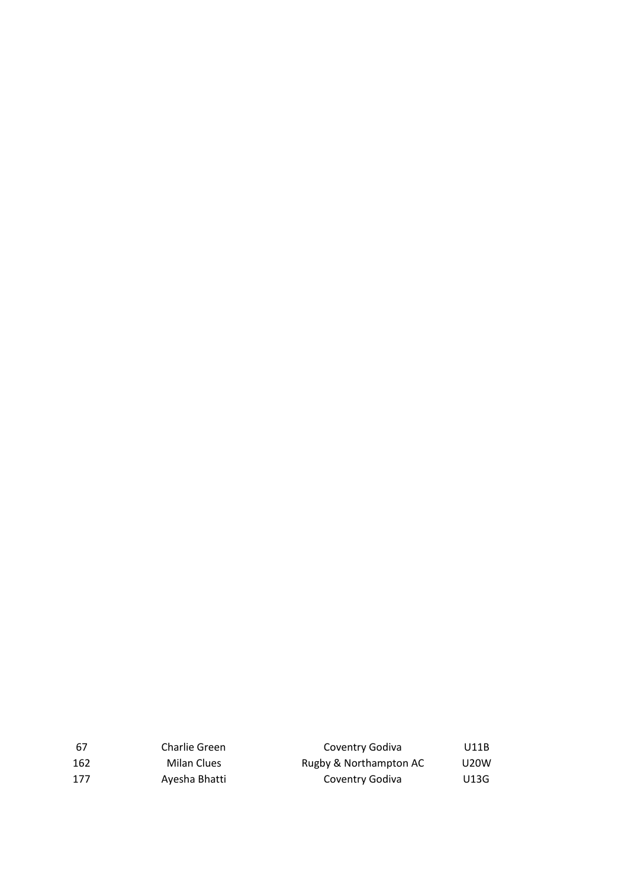| 67 | Charlie Green | Coventry Godiva | U11B |
|---|---|---|---|
| 162 | Milan Clues | Rugby & Northampton AC | U20W |
| 177 | Ayesha Bhatti | Coventry Godiva | U13G |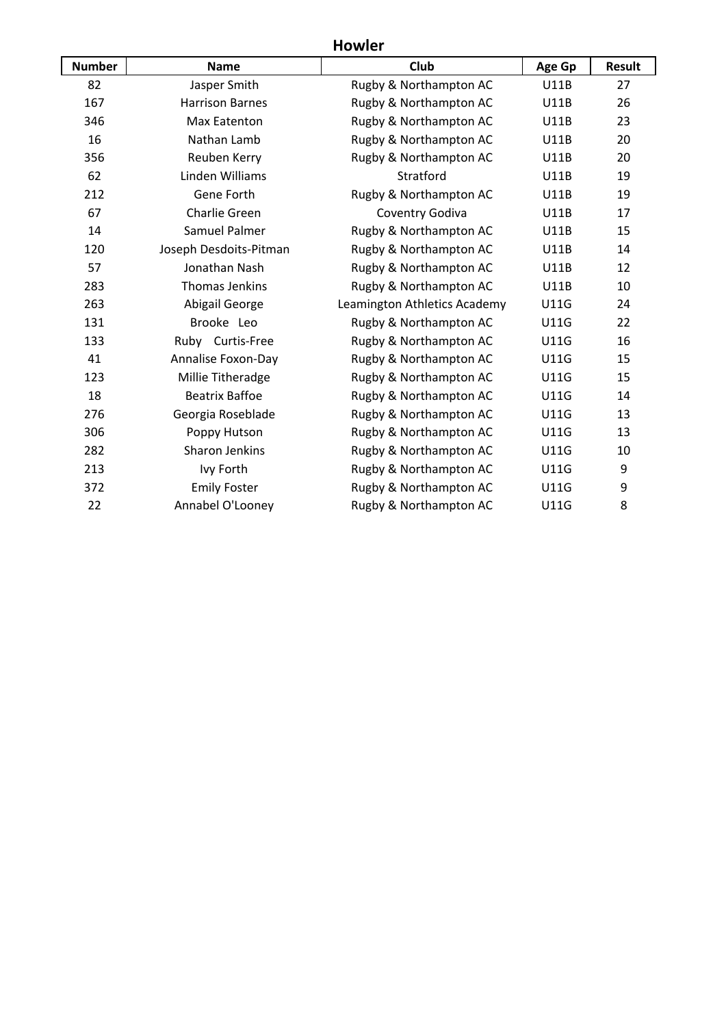## Howler

| Number | Name | Club | Age Gp | Result |
|---|---|---|---|---|
| 82 | Jasper Smith | Rugby & Northampton AC | U11B | 27 |
| 167 | Harrison Barnes | Rugby & Northampton AC | U11B | 26 |
| 346 | Max Eatenton | Rugby & Northampton AC | U11B | 23 |
| 16 | Nathan Lamb | Rugby & Northampton AC | U11B | 20 |
| 356 | Reuben Kerry | Rugby & Northampton AC | U11B | 20 |
| 62 | Linden Williams | Stratford | U11B | 19 |
| 212 | Gene Forth | Rugby & Northampton AC | U11B | 19 |
| 67 | Charlie Green | Coventry Godiva | U11B | 17 |
| 14 | Samuel Palmer | Rugby & Northampton AC | U11B | 15 |
| 120 | Joseph Desdoits-Pitman | Rugby & Northampton AC | U11B | 14 |
| 57 | Jonathan Nash | Rugby & Northampton AC | U11B | 12 |
| 283 | Thomas Jenkins | Rugby & Northampton AC | U11B | 10 |
| 263 | Abigail George | Leamington Athletics Academy | U11G | 24 |
| 131 | Brooke Leo | Rugby & Northampton AC | U11G | 22 |
| 133 | Ruby Curtis-Free | Rugby & Northampton AC | U11G | 16 |
| 41 | Annalise Foxon-Day | Rugby & Northampton AC | U11G | 15 |
| 123 | Millie Titheradge | Rugby & Northampton AC | U11G | 15 |
| 18 | Beatrix Baffoe | Rugby & Northampton AC | U11G | 14 |
| 276 | Georgia Roseblade | Rugby & Northampton AC | U11G | 13 |
| 306 | Poppy Hutson | Rugby & Northampton AC | U11G | 13 |
| 282 | Sharon Jenkins | Rugby & Northampton AC | U11G | 10 |
| 213 | Ivy Forth | Rugby & Northampton AC | U11G | 9 |
| 372 | Emily Foster | Rugby & Northampton AC | U11G | 9 |
| 22 | Annabel O'Looney | Rugby & Northampton AC | U11G | 8 |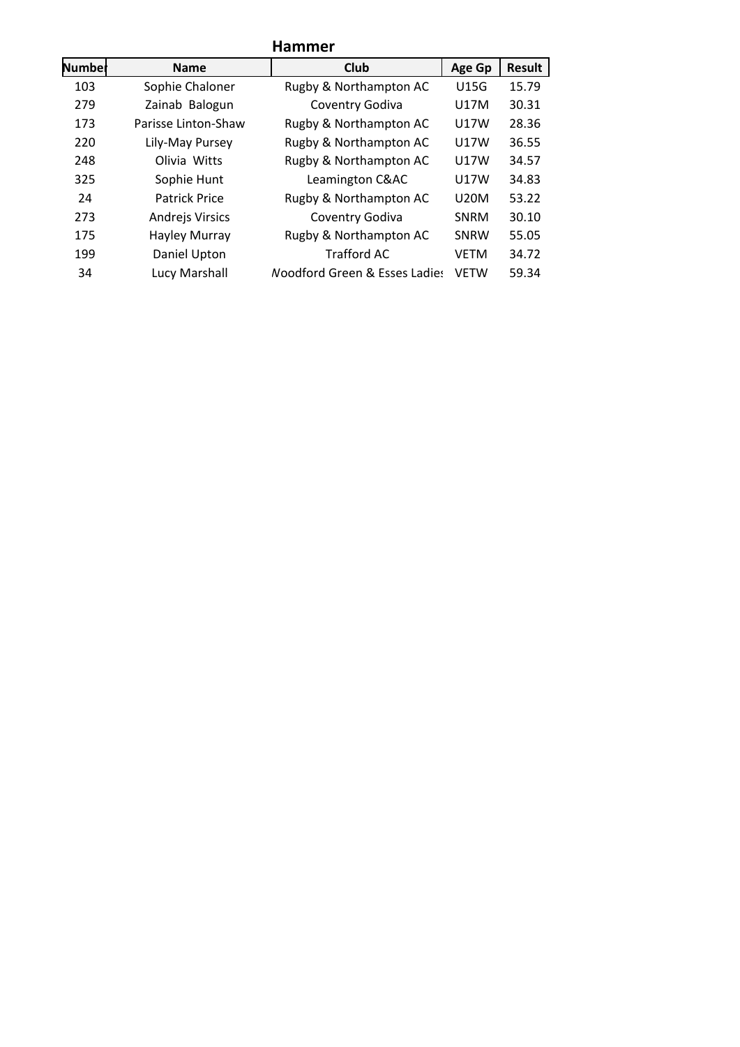# Hammer

| Number | Name | Club | Age Gp | Result |
|---|---|---|---|---|
| 103 | Sophie Chaloner | Rugby & Northampton AC | U15G | 15.79 |
| 279 | Zainab Balogun | Coventry Godiva | U17M | 30.31 |
| 173 | Parisse Linton-Shaw | Rugby & Northampton AC | U17W | 28.36 |
| 220 | Lily-May Pursey | Rugby & Northampton AC | U17W | 36.55 |
| 248 | Olivia Witts | Rugby & Northampton AC | U17W | 34.57 |
| 325 | Sophie Hunt | Leamington C&AC | U17W | 34.83 |
| 24 | Patrick Price | Rugby & Northampton AC | U20M | 53.22 |
| 273 | Andrejs Virsics | Coventry Godiva | SNRM | 30.10 |
| 175 | Hayley Murray | Rugby & Northampton AC | SNRW | 55.05 |
| 199 | Daniel Upton | Trafford AC | VETM | 34.72 |
| 34 | Lucy Marshall | Woodford Green & Esses Ladies | VETW | 59.34 |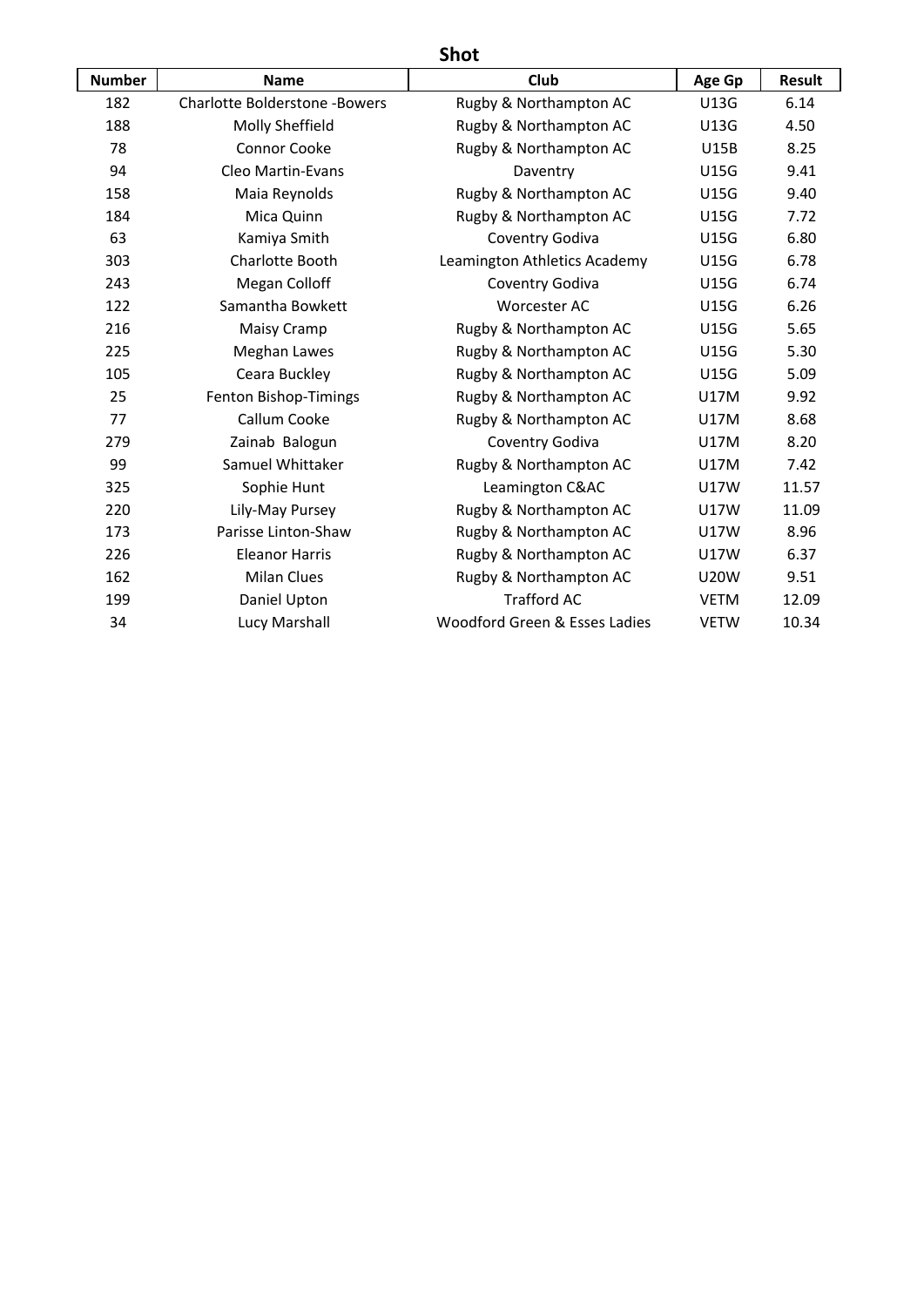## Shot

| Number | Name | Club | Age Gp | Result |
| --- | --- | --- | --- | --- |
| 182 | Charlotte Bolderstone -Bowers | Rugby & Northampton AC | U13G | 6.14 |
| 188 | Molly Sheffield | Rugby & Northampton AC | U13G | 4.50 |
| 78 | Connor Cooke | Rugby & Northampton AC | U15B | 8.25 |
| 94 | Cleo Martin-Evans | Daventry | U15G | 9.41 |
| 158 | Maia Reynolds | Rugby & Northampton AC | U15G | 9.40 |
| 184 | Mica Quinn | Rugby & Northampton AC | U15G | 7.72 |
| 63 | Kamiya Smith | Coventry Godiva | U15G | 6.80 |
| 303 | Charlotte Booth | Leamington Athletics Academy | U15G | 6.78 |
| 243 | Megan Colloff | Coventry Godiva | U15G | 6.74 |
| 122 | Samantha Bowkett | Worcester AC | U15G | 6.26 |
| 216 | Maisy Cramp | Rugby & Northampton AC | U15G | 5.65 |
| 225 | Meghan Lawes | Rugby & Northampton AC | U15G | 5.30 |
| 105 | Ceara Buckley | Rugby & Northampton AC | U15G | 5.09 |
| 25 | Fenton Bishop-Timings | Rugby & Northampton AC | U17M | 9.92 |
| 77 | Callum Cooke | Rugby & Northampton AC | U17M | 8.68 |
| 279 | Zainab Balogun | Coventry Godiva | U17M | 8.20 |
| 99 | Samuel Whittaker | Rugby & Northampton AC | U17M | 7.42 |
| 325 | Sophie Hunt | Leamington C&AC | U17W | 11.57 |
| 220 | Lily-May Pursey | Rugby & Northampton AC | U17W | 11.09 |
| 173 | Parisse Linton-Shaw | Rugby & Northampton AC | U17W | 8.96 |
| 226 | Eleanor Harris | Rugby & Northampton AC | U17W | 6.37 |
| 162 | Milan Clues | Rugby & Northampton AC | U20W | 9.51 |
| 199 | Daniel Upton | Trafford AC | VETM | 12.09 |
| 34 | Lucy Marshall | Woodford Green & Esses Ladies | VETW | 10.34 |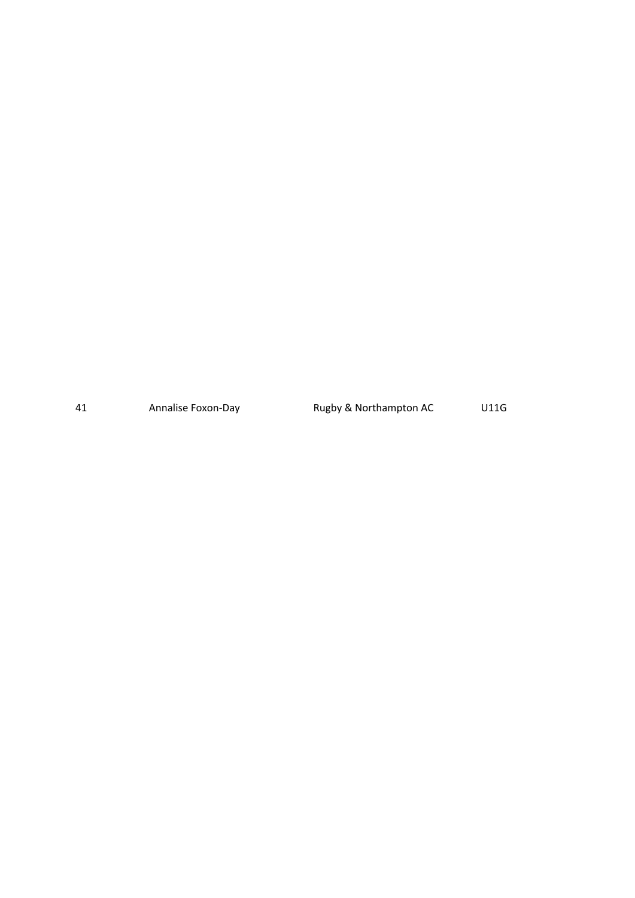| 41 | Annalise Foxon-Day | Rugby & Northampton AC | U11G |
|---|---|---|---|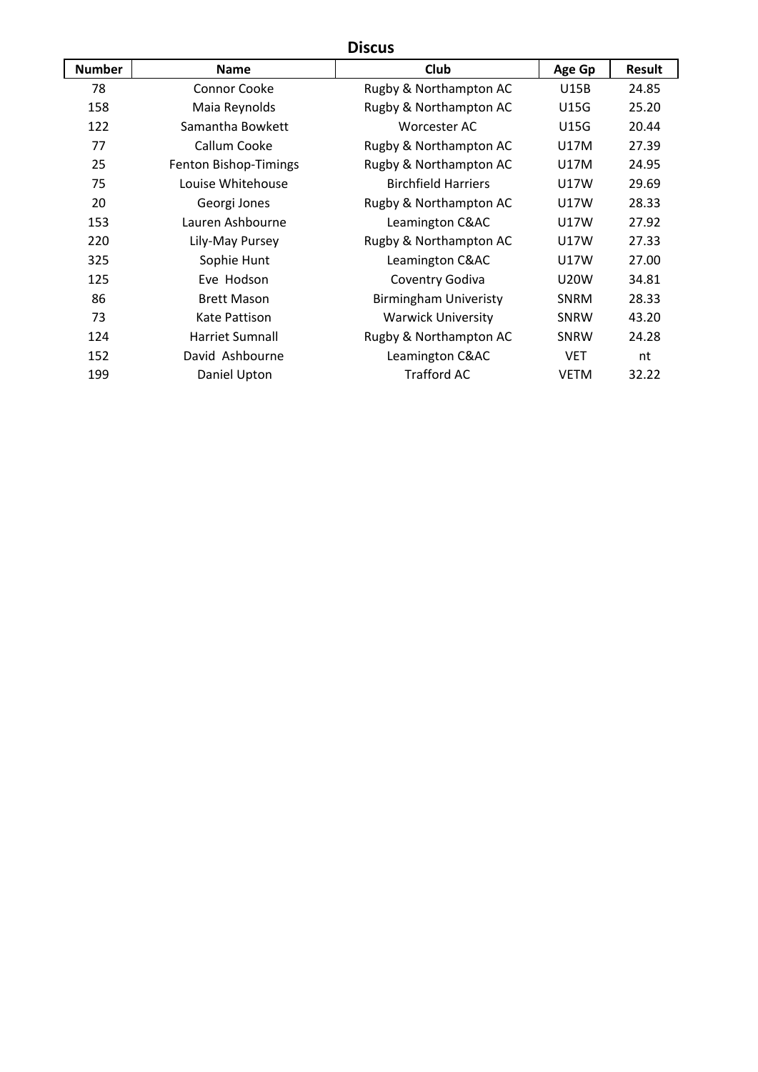## Discus

| Number | Name | Club | Age Gp | Result |
|---|---|---|---|---|
| 78 | Connor Cooke | Rugby & Northampton AC | U15B | 24.85 |
| 158 | Maia Reynolds | Rugby & Northampton AC | U15G | 25.20 |
| 122 | Samantha Bowkett | Worcester AC | U15G | 20.44 |
| 77 | Callum Cooke | Rugby & Northampton AC | U17M | 27.39 |
| 25 | Fenton Bishop-Timings | Rugby & Northampton AC | U17M | 24.95 |
| 75 | Louise Whitehouse | Birchfield Harriers | U17W | 29.69 |
| 20 | Georgi Jones | Rugby & Northampton AC | U17W | 28.33 |
| 153 | Lauren Ashbourne | Leamington C&AC | U17W | 27.92 |
| 220 | Lily-May Pursey | Rugby & Northampton AC | U17W | 27.33 |
| 325 | Sophie Hunt | Leamington C&AC | U17W | 27.00 |
| 125 | Eve Hodson | Coventry Godiva | U20W | 34.81 |
| 86 | Brett Mason | Birmingham Univeristy | SNRM | 28.33 |
| 73 | Kate Pattison | Warwick University | SNRW | 43.20 |
| 124 | Harriet Sumnall | Rugby & Northampton AC | SNRW | 24.28 |
| 152 | David Ashbourne | Leamington C&AC | VET | nt |
| 199 | Daniel Upton | Trafford AC | VETM | 32.22 |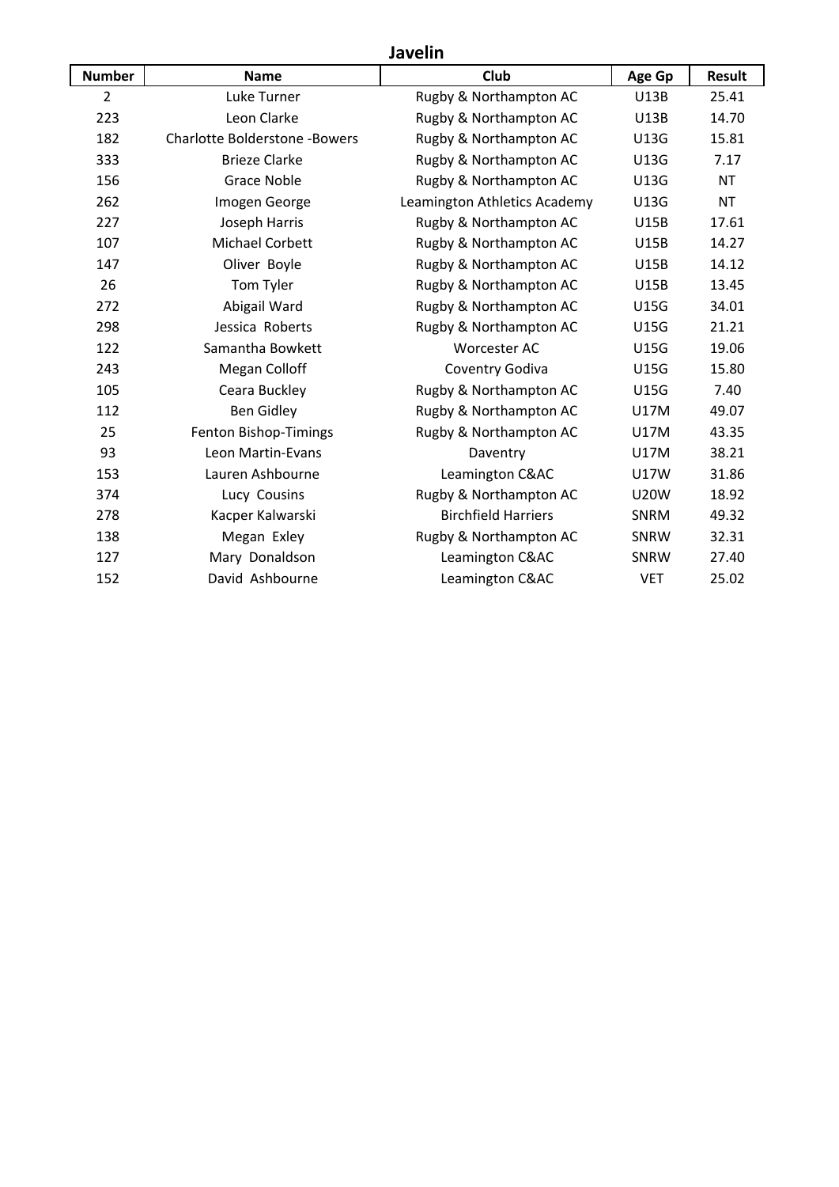## Javelin

| Number | Name | Club | Age Gp | Result |
|---|---|---|---|---|
| 2 | Luke Turner | Rugby & Northampton AC | U13B | 25.41 |
| 223 | Leon Clarke | Rugby & Northampton AC | U13B | 14.70 |
| 182 | Charlotte Bolderstone -Bowers | Rugby & Northampton AC | U13G | 15.81 |
| 333 | Brieze Clarke | Rugby & Northampton AC | U13G | 7.17 |
| 156 | Grace Noble | Rugby & Northampton AC | U13G | NT |
| 262 | Imogen George | Leamington Athletics Academy | U13G | NT |
| 227 | Joseph Harris | Rugby & Northampton AC | U15B | 17.61 |
| 107 | Michael Corbett | Rugby & Northampton AC | U15B | 14.27 |
| 147 | Oliver Boyle | Rugby & Northampton AC | U15B | 14.12 |
| 26 | Tom Tyler | Rugby & Northampton AC | U15B | 13.45 |
| 272 | Abigail Ward | Rugby & Northampton AC | U15G | 34.01 |
| 298 | Jessica Roberts | Rugby & Northampton AC | U15G | 21.21 |
| 122 | Samantha Bowkett | Worcester AC | U15G | 19.06 |
| 243 | Megan Colloff | Coventry Godiva | U15G | 15.80 |
| 105 | Ceara Buckley | Rugby & Northampton AC | U15G | 7.40 |
| 112 | Ben Gidley | Rugby & Northampton AC | U17M | 49.07 |
| 25 | Fenton Bishop-Timings | Rugby & Northampton AC | U17M | 43.35 |
| 93 | Leon Martin-Evans | Daventry | U17M | 38.21 |
| 153 | Lauren Ashbourne | Leamington C&AC | U17W | 31.86 |
| 374 | Lucy Cousins | Rugby & Northampton AC | U20W | 18.92 |
| 278 | Kacper Kalwarski | Birchfield Harriers | SNRM | 49.32 |
| 138 | Megan Exley | Rugby & Northampton AC | SNRW | 32.31 |
| 127 | Mary Donaldson | Leamington C&AC | SNRW | 27.40 |
| 152 | David Ashbourne | Leamington C&AC | VET | 25.02 |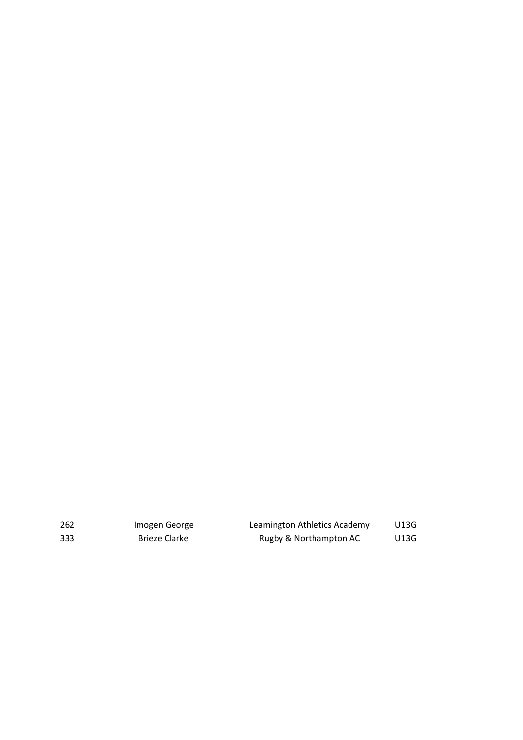| | | | |
|---|---|---|---|
| 262 | Imogen George | Leamington Athletics Academy | U13G |
| 333 | Brieze Clarke | Rugby & Northampton AC | U13G |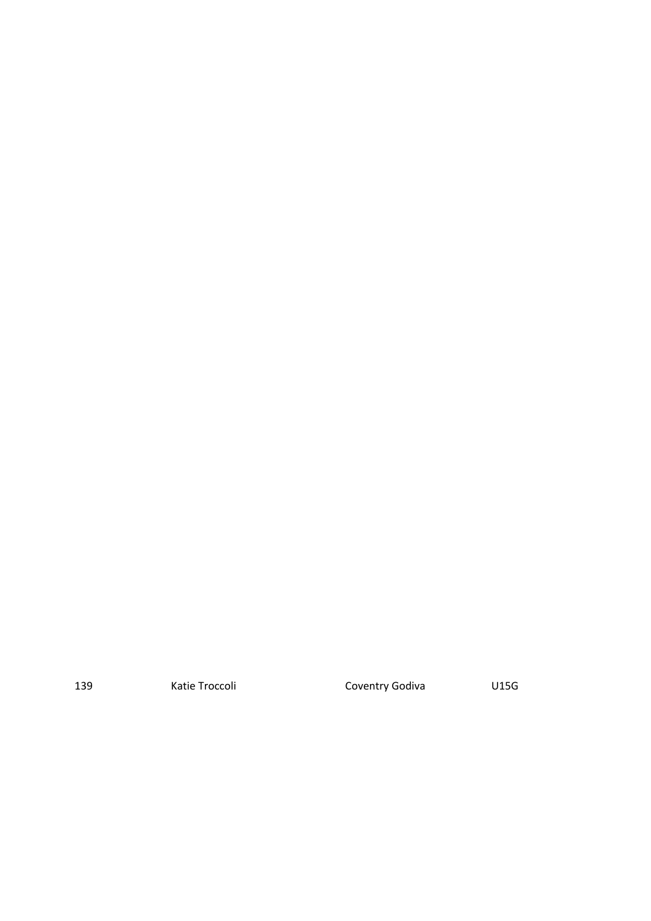| | | | |
|---|---|---|---|
| 139 | Katie Troccoli | Coventry Godiva | U15G |